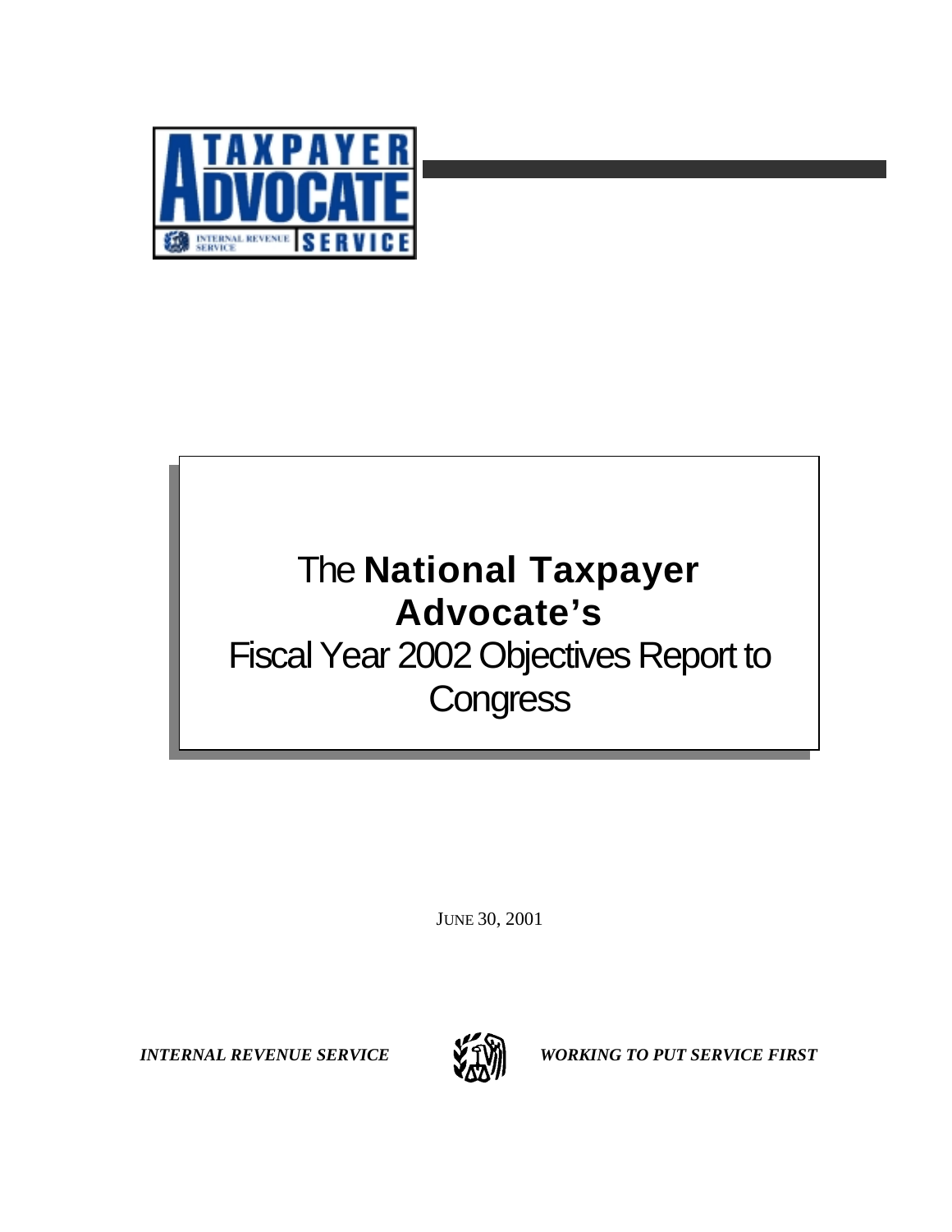TAXPAYER ADVOCATE SERVICE

INTERNAL REVENUE SERVICE

# The **National Taxpayer Advocate's** Fiscal Year 2002 Objectives Report to Congress

JUNE 30, 2001

*INTERNAL REVENUE SERVICE* *WORKING TO PUT SERVICE FIRST*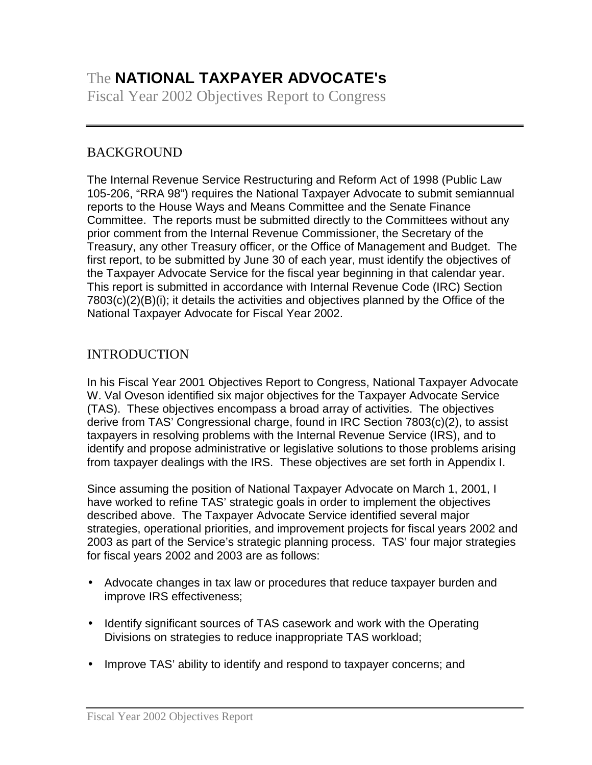// The **NATIONAL TAXPAYER ADVOCATE's**

Fiscal Year 2002 Objectives Report to Congress

## BACKGROUND

The Internal Revenue Service Restructuring and Reform Act of 1998 (Public Law 105-206, “RRA 98”) requires the National Taxpayer Advocate to submit semiannual reports to the House Ways and Means Committee and the Senate Finance Committee. The reports must be submitted directly to the Committees without any prior comment from the Internal Revenue Commissioner, the Secretary of the Treasury, any other Treasury officer, or the Office of Management and Budget. The first report, to be submitted by June 30 of each year, must identify the objectives of the Taxpayer Advocate Service for the fiscal year beginning in that calendar year. This report is submitted in accordance with Internal Revenue Code (IRC) Section 7803(c)(2)(B)(i); it details the activities and objectives planned by the Office of the National Taxpayer Advocate for Fiscal Year 2002.

## INTRODUCTION

In his Fiscal Year 2001 Objectives Report to Congress, National Taxpayer Advocate W. Val Oveson identified six major objectives for the Taxpayer Advocate Service (TAS). These objectives encompass a broad array of activities. The objectives derive from TAS’ Congressional charge, found in IRC Section 7803(c)(2), to assist taxpayers in resolving problems with the Internal Revenue Service (IRS), and to identify and propose administrative or legislative solutions to those problems arising from taxpayer dealings with the IRS. These objectives are set forth in Appendix I.

Since assuming the position of National Taxpayer Advocate on March 1, 2001, I have worked to refine TAS’ strategic goals in order to implement the objectives described above. The Taxpayer Advocate Service identified several major strategies, operational priorities, and improvement projects for fiscal years 2002 and 2003 as part of the Service’s strategic planning process. TAS’ four major strategies for fiscal years 2002 and 2003 are as follows:

- Advocate changes in tax law or procedures that reduce taxpayer burden and improve IRS effectiveness;
- Identify significant sources of TAS casework and work with the Operating Divisions on strategies to reduce inappropriate TAS workload;
- Improve TAS’ ability to identify and respond to taxpayer concerns; and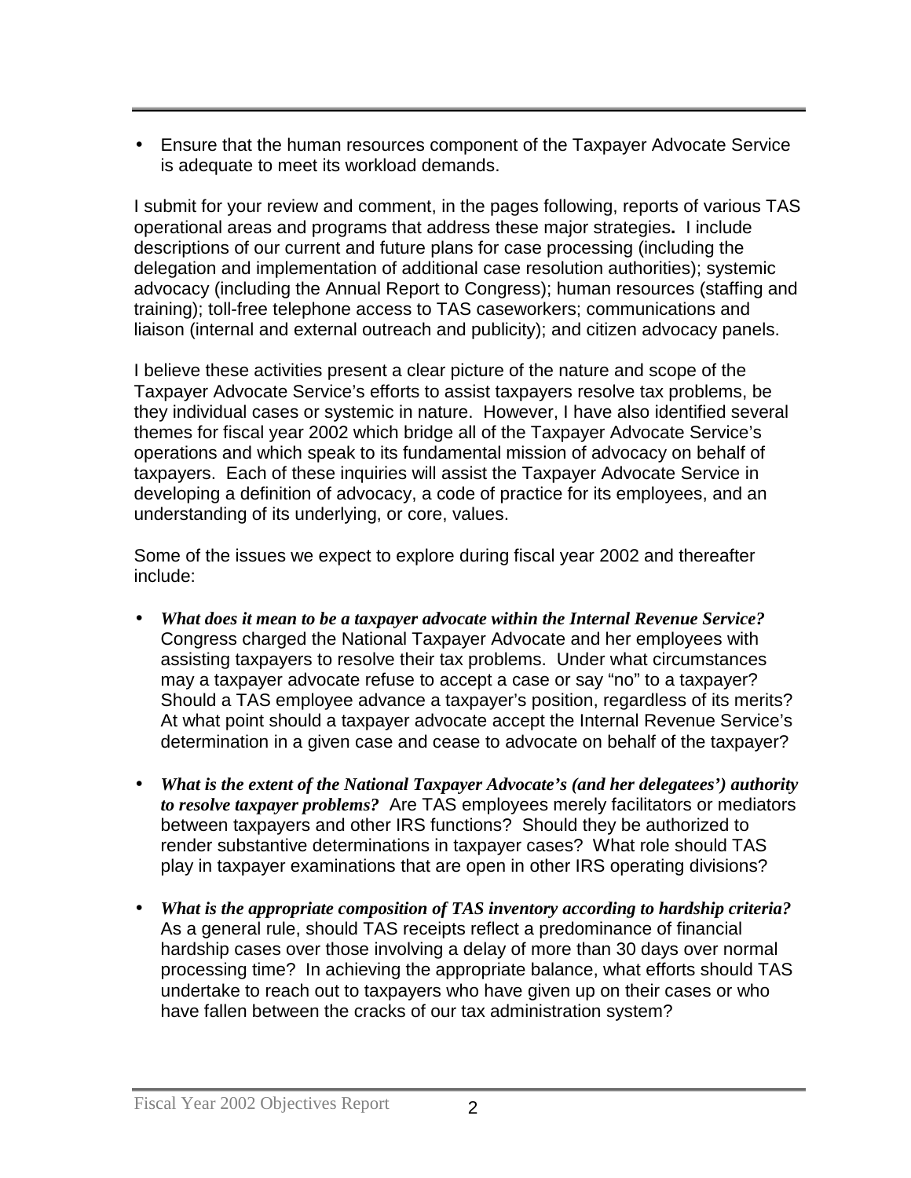- Ensure that the human resources component of the Taxpayer Advocate Service is adequate to meet its workload demands.

I submit for your review and comment, in the pages following, reports of various TAS operational areas and programs that address these major strategies**.** I include descriptions of our current and future plans for case processing (including the delegation and implementation of additional case resolution authorities); systemic advocacy (including the Annual Report to Congress); human resources (staffing and training); toll-free telephone access to TAS caseworkers; communications and liaison (internal and external outreach and publicity); and citizen advocacy panels.

I believe these activities present a clear picture of the nature and scope of the Taxpayer Advocate Service's efforts to assist taxpayers resolve tax problems, be they individual cases or systemic in nature. However, I have also identified several themes for fiscal year 2002 which bridge all of the Taxpayer Advocate Service's operations and which speak to its fundamental mission of advocacy on behalf of taxpayers. Each of these inquiries will assist the Taxpayer Advocate Service in developing a definition of advocacy, a code of practice for its employees, and an understanding of its underlying, or core, values.

Some of the issues we expect to explore during fiscal year 2002 and thereafter include:

- ***What does it mean to be a taxpayer advocate within the Internal Revenue Service?*** Congress charged the National Taxpayer Advocate and her employees with assisting taxpayers to resolve their tax problems. Under what circumstances may a taxpayer advocate refuse to accept a case or say "no" to a taxpayer? Should a TAS employee advance a taxpayer's position, regardless of its merits? At what point should a taxpayer advocate accept the Internal Revenue Service's determination in a given case and cease to advocate on behalf of the taxpayer?

- ***What is the extent of the National Taxpayer Advocate's (and her delegatees') authority to resolve taxpayer problems?*** Are TAS employees merely facilitators or mediators between taxpayers and other IRS functions? Should they be authorized to render substantive determinations in taxpayer cases? What role should TAS play in taxpayer examinations that are open in other IRS operating divisions?

- ***What is the appropriate composition of TAS inventory according to hardship criteria?*** As a general rule, should TAS receipts reflect a predominance of financial hardship cases over those involving a delay of more than 30 days over normal processing time? In achieving the appropriate balance, what efforts should TAS undertake to reach out to taxpayers who have given up on their cases or who have fallen between the cracks of our tax administration system?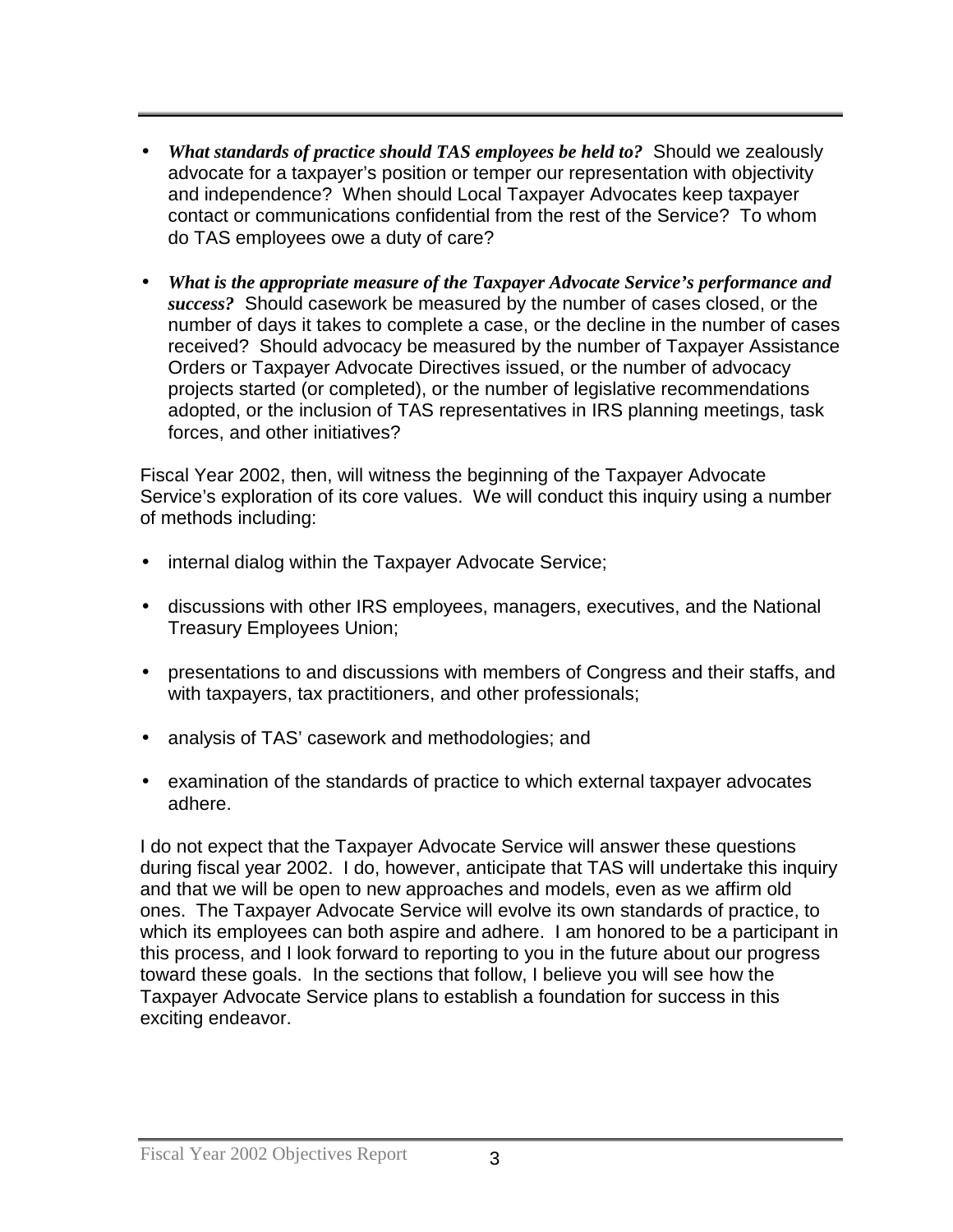- ***What standards of practice should TAS employees be held to?*** Should we zealously advocate for a taxpayer's position or temper our representation with objectivity and independence? When should Local Taxpayer Advocates keep taxpayer contact or communications confidential from the rest of the Service? To whom do TAS employees owe a duty of care?

- ***What is the appropriate measure of the Taxpayer Advocate Service's performance and success?*** Should casework be measured by the number of cases closed, or the number of days it takes to complete a case, or the decline in the number of cases received? Should advocacy be measured by the number of Taxpayer Assistance Orders or Taxpayer Advocate Directives issued, or the number of advocacy projects started (or completed), or the number of legislative recommendations adopted, or the inclusion of TAS representatives in IRS planning meetings, task forces, and other initiatives?

Fiscal Year 2002, then, will witness the beginning of the Taxpayer Advocate Service's exploration of its core values. We will conduct this inquiry using a number of methods including:

- internal dialog within the Taxpayer Advocate Service;

- discussions with other IRS employees, managers, executives, and the National Treasury Employees Union;

- presentations to and discussions with members of Congress and their staffs, and with taxpayers, tax practitioners, and other professionals;

- analysis of TAS' casework and methodologies; and

- examination of the standards of practice to which external taxpayer advocates adhere.

I do not expect that the Taxpayer Advocate Service will answer these questions during fiscal year 2002. I do, however, anticipate that TAS will undertake this inquiry and that we will be open to new approaches and models, even as we affirm old ones. The Taxpayer Advocate Service will evolve its own standards of practice, to which its employees can both aspire and adhere. I am honored to be a participant in this process, and I look forward to reporting to you in the future about our progress toward these goals. In the sections that follow, I believe you will see how the Taxpayer Advocate Service plans to establish a foundation for success in this exciting endeavor.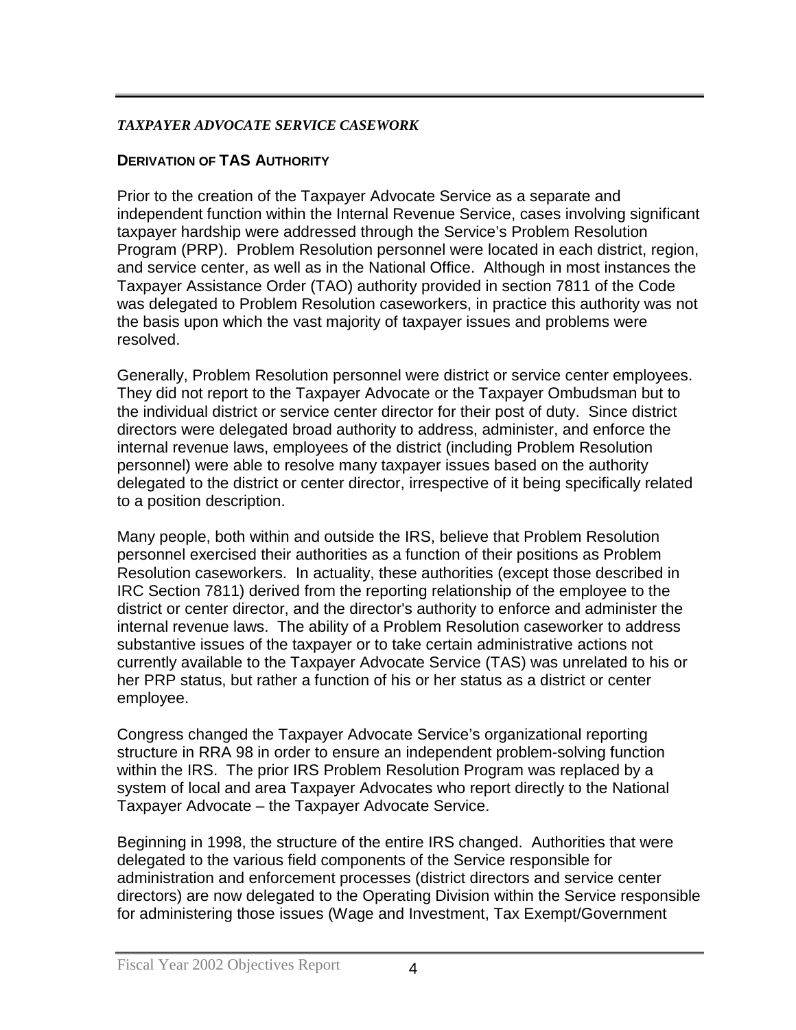## *TAXPAYER ADVOCATE SERVICE CASEWORK*

### DERIVATION OF TAS AUTHORITY

Prior to the creation of the Taxpayer Advocate Service as a separate and independent function within the Internal Revenue Service, cases involving significant taxpayer hardship were addressed through the Service's Problem Resolution Program (PRP). Problem Resolution personnel were located in each district, region, and service center, as well as in the National Office. Although in most instances the Taxpayer Assistance Order (TAO) authority provided in section 7811 of the Code was delegated to Problem Resolution caseworkers, in practice this authority was not the basis upon which the vast majority of taxpayer issues and problems were resolved.

Generally, Problem Resolution personnel were district or service center employees. They did not report to the Taxpayer Advocate or the Taxpayer Ombudsman but to the individual district or service center director for their post of duty. Since district directors were delegated broad authority to address, administer, and enforce the internal revenue laws, employees of the district (including Problem Resolution personnel) were able to resolve many taxpayer issues based on the authority delegated to the district or center director, irrespective of it being specifically related to a position description.

Many people, both within and outside the IRS, believe that Problem Resolution personnel exercised their authorities as a function of their positions as Problem Resolution caseworkers. In actuality, these authorities (except those described in IRC Section 7811) derived from the reporting relationship of the employee to the district or center director, and the director's authority to enforce and administer the internal revenue laws. The ability of a Problem Resolution caseworker to address substantive issues of the taxpayer or to take certain administrative actions not currently available to the Taxpayer Advocate Service (TAS) was unrelated to his or her PRP status, but rather a function of his or her status as a district or center employee.

Congress changed the Taxpayer Advocate Service's organizational reporting structure in RRA 98 in order to ensure an independent problem-solving function within the IRS. The prior IRS Problem Resolution Program was replaced by a system of local and area Taxpayer Advocates who report directly to the National Taxpayer Advocate – the Taxpayer Advocate Service.

Beginning in 1998, the structure of the entire IRS changed. Authorities that were delegated to the various field components of the Service responsible for administration and enforcement processes (district directors and service center directors) are now delegated to the Operating Division within the Service responsible for administering those issues (Wage and Investment, Tax Exempt/Government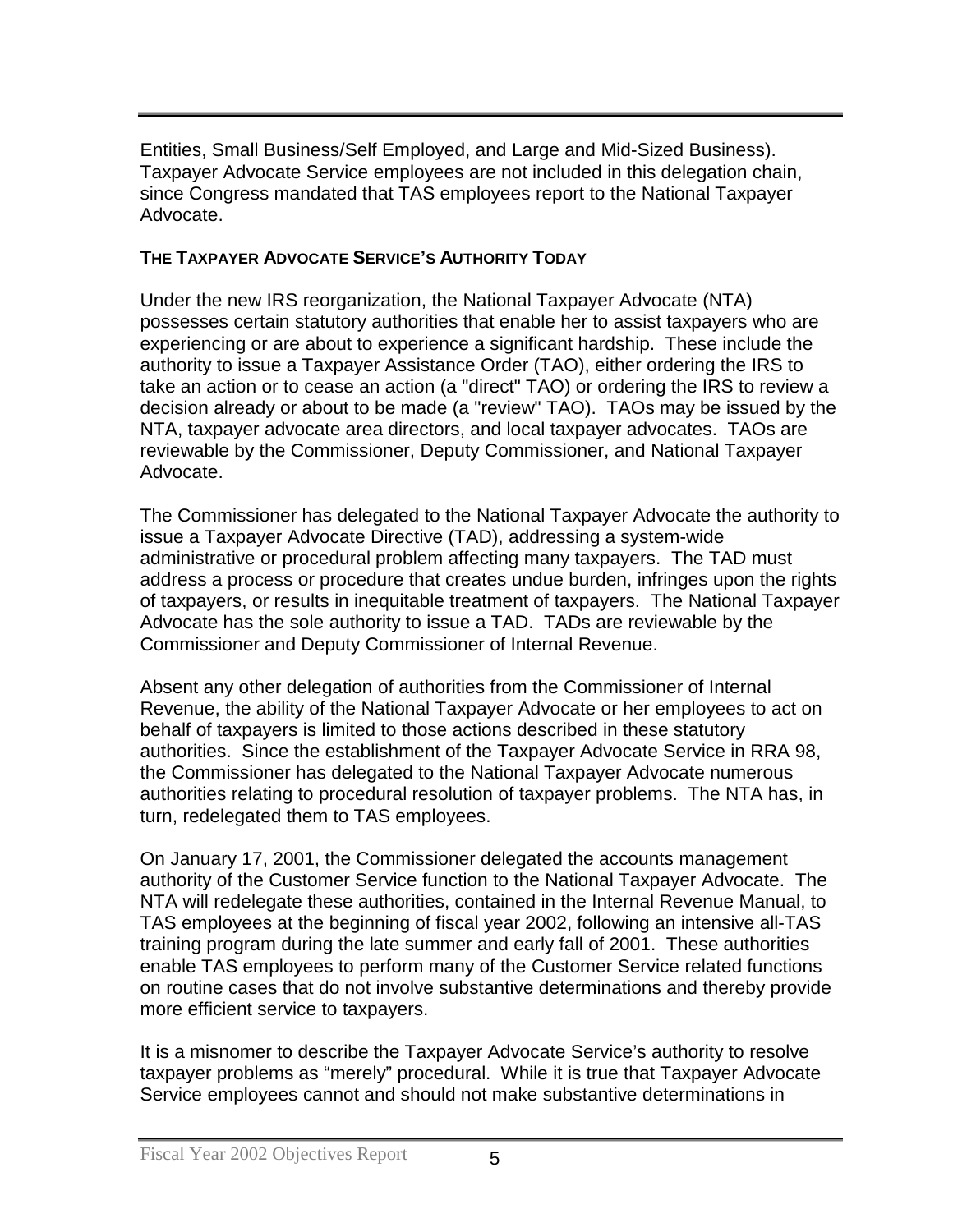Entities, Small Business/Self Employed, and Large and Mid-Sized Business). Taxpayer Advocate Service employees are not included in this delegation chain, since Congress mandated that TAS employees report to the National Taxpayer Advocate.

### THE TAXPAYER ADVOCATE SERVICE'S AUTHORITY TODAY

Under the new IRS reorganization, the National Taxpayer Advocate (NTA) possesses certain statutory authorities that enable her to assist taxpayers who are experiencing or are about to experience a significant hardship. These include the authority to issue a Taxpayer Assistance Order (TAO), either ordering the IRS to take an action or to cease an action (a "direct" TAO) or ordering the IRS to review a decision already or about to be made (a "review" TAO). TAOs may be issued by the NTA, taxpayer advocate area directors, and local taxpayer advocates. TAOs are reviewable by the Commissioner, Deputy Commissioner, and National Taxpayer Advocate.

The Commissioner has delegated to the National Taxpayer Advocate the authority to issue a Taxpayer Advocate Directive (TAD), addressing a system-wide administrative or procedural problem affecting many taxpayers. The TAD must address a process or procedure that creates undue burden, infringes upon the rights of taxpayers, or results in inequitable treatment of taxpayers. The National Taxpayer Advocate has the sole authority to issue a TAD. TADs are reviewable by the Commissioner and Deputy Commissioner of Internal Revenue.

Absent any other delegation of authorities from the Commissioner of Internal Revenue, the ability of the National Taxpayer Advocate or her employees to act on behalf of taxpayers is limited to those actions described in these statutory authorities. Since the establishment of the Taxpayer Advocate Service in RRA 98, the Commissioner has delegated to the National Taxpayer Advocate numerous authorities relating to procedural resolution of taxpayer problems. The NTA has, in turn, redelegated them to TAS employees.

On January 17, 2001, the Commissioner delegated the accounts management authority of the Customer Service function to the National Taxpayer Advocate. The NTA will redelegate these authorities, contained in the Internal Revenue Manual, to TAS employees at the beginning of fiscal year 2002, following an intensive all-TAS training program during the late summer and early fall of 2001. These authorities enable TAS employees to perform many of the Customer Service related functions on routine cases that do not involve substantive determinations and thereby provide more efficient service to taxpayers.

It is a misnomer to describe the Taxpayer Advocate Service's authority to resolve taxpayer problems as "merely" procedural. While it is true that Taxpayer Advocate Service employees cannot and should not make substantive determinations in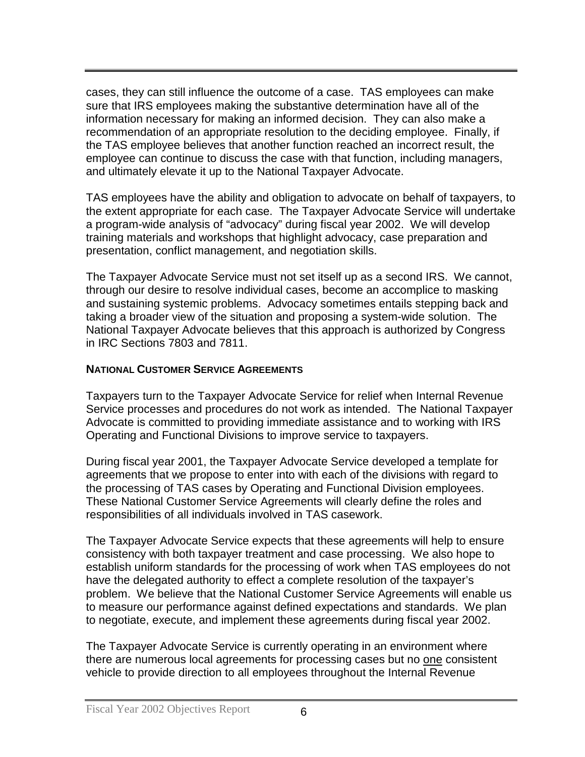cases, they can still influence the outcome of a case. TAS employees can make sure that IRS employees making the substantive determination have all of the information necessary for making an informed decision. They can also make a recommendation of an appropriate resolution to the deciding employee. Finally, if the TAS employee believes that another function reached an incorrect result, the employee can continue to discuss the case with that function, including managers, and ultimately elevate it up to the National Taxpayer Advocate.

TAS employees have the ability and obligation to advocate on behalf of taxpayers, to the extent appropriate for each case. The Taxpayer Advocate Service will undertake a program-wide analysis of "advocacy" during fiscal year 2002. We will develop training materials and workshops that highlight advocacy, case preparation and presentation, conflict management, and negotiation skills.

The Taxpayer Advocate Service must not set itself up as a second IRS. We cannot, through our desire to resolve individual cases, become an accomplice to masking and sustaining systemic problems. Advocacy sometimes entails stepping back and taking a broader view of the situation and proposing a system-wide solution. The National Taxpayer Advocate believes that this approach is authorized by Congress in IRC Sections 7803 and 7811.

**NATIONAL CUSTOMER SERVICE AGREEMENTS**

Taxpayers turn to the Taxpayer Advocate Service for relief when Internal Revenue Service processes and procedures do not work as intended. The National Taxpayer Advocate is committed to providing immediate assistance and to working with IRS Operating and Functional Divisions to improve service to taxpayers.

During fiscal year 2001, the Taxpayer Advocate Service developed a template for agreements that we propose to enter into with each of the divisions with regard to the processing of TAS cases by Operating and Functional Division employees. These National Customer Service Agreements will clearly define the roles and responsibilities of all individuals involved in TAS casework.

The Taxpayer Advocate Service expects that these agreements will help to ensure consistency with both taxpayer treatment and case processing. We also hope to establish uniform standards for the processing of work when TAS employees do not have the delegated authority to effect a complete resolution of the taxpayer's problem. We believe that the National Customer Service Agreements will enable us to measure our performance against defined expectations and standards. We plan to negotiate, execute, and implement these agreements during fiscal year 2002.

The Taxpayer Advocate Service is currently operating in an environment where there are numerous local agreements for processing cases but no one consistent vehicle to provide direction to all employees throughout the Internal Revenue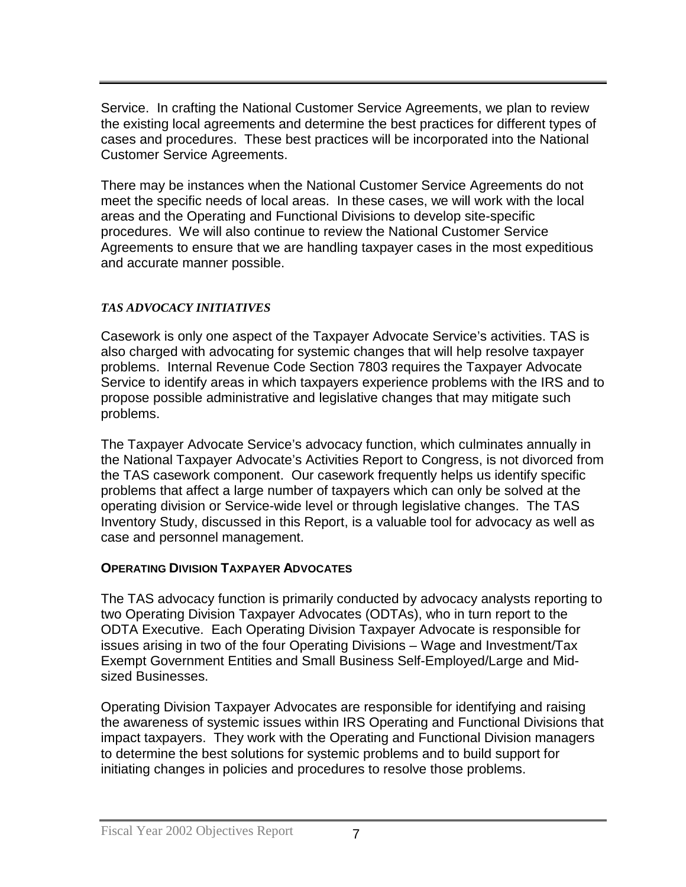Service. In crafting the National Customer Service Agreements, we plan to review the existing local agreements and determine the best practices for different types of cases and procedures. These best practices will be incorporated into the National Customer Service Agreements.

There may be instances when the National Customer Service Agreements do not meet the specific needs of local areas. In these cases, we will work with the local areas and the Operating and Functional Divisions to develop site-specific procedures. We will also continue to review the National Customer Service Agreements to ensure that we are handling taxpayer cases in the most expeditious and accurate manner possible.

### *TAS ADVOCACY INITIATIVES*

Casework is only one aspect of the Taxpayer Advocate Service's activities. TAS is also charged with advocating for systemic changes that will help resolve taxpayer problems. Internal Revenue Code Section 7803 requires the Taxpayer Advocate Service to identify areas in which taxpayers experience problems with the IRS and to propose possible administrative and legislative changes that may mitigate such problems.

The Taxpayer Advocate Service's advocacy function, which culminates annually in the National Taxpayer Advocate's Activities Report to Congress, is not divorced from the TAS casework component. Our casework frequently helps us identify specific problems that affect a large number of taxpayers which can only be solved at the operating division or Service-wide level or through legislative changes. The TAS Inventory Study, discussed in this Report, is a valuable tool for advocacy as well as case and personnel management.

#### **OPERATING DIVISION TAXPAYER ADVOCATES**

The TAS advocacy function is primarily conducted by advocacy analysts reporting to two Operating Division Taxpayer Advocates (ODTAs), who in turn report to the ODTA Executive. Each Operating Division Taxpayer Advocate is responsible for issues arising in two of the four Operating Divisions – Wage and Investment/Tax Exempt Government Entities and Small Business Self-Employed/Large and Mid-sized Businesses.

Operating Division Taxpayer Advocates are responsible for identifying and raising the awareness of systemic issues within IRS Operating and Functional Divisions that impact taxpayers. They work with the Operating and Functional Division managers to determine the best solutions for systemic problems and to build support for initiating changes in policies and procedures to resolve those problems.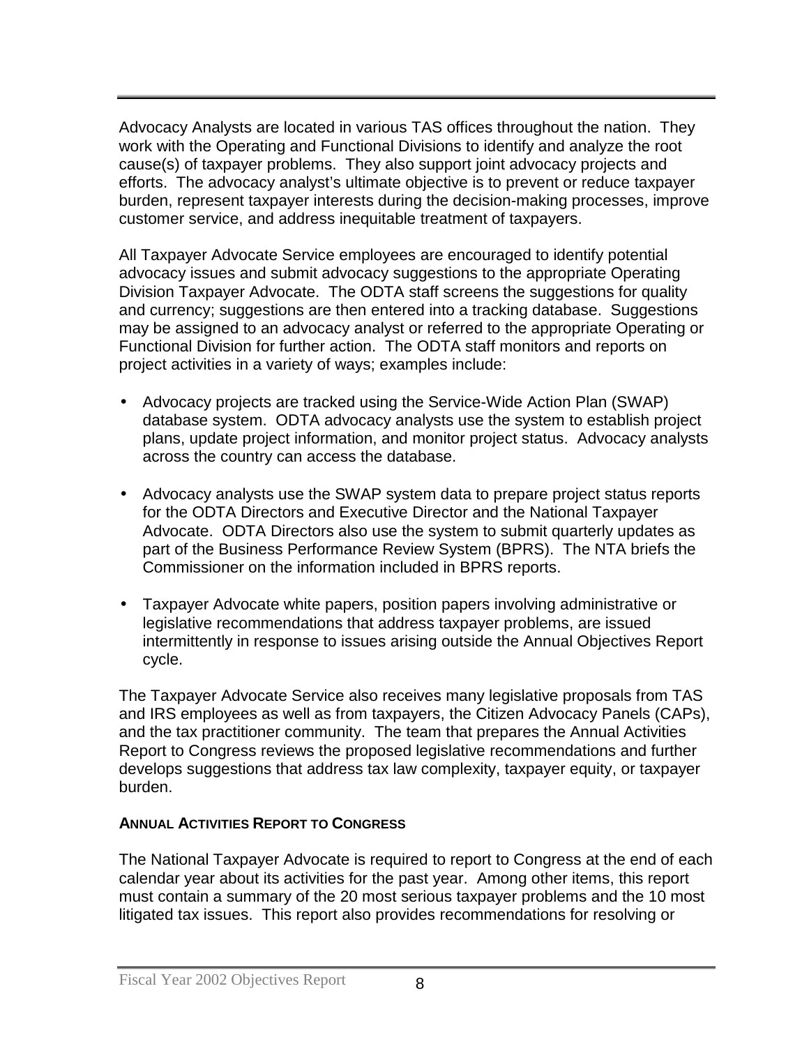Advocacy Analysts are located in various TAS offices throughout the nation. They work with the Operating and Functional Divisions to identify and analyze the root cause(s) of taxpayer problems. They also support joint advocacy projects and efforts. The advocacy analyst's ultimate objective is to prevent or reduce taxpayer burden, represent taxpayer interests during the decision-making processes, improve customer service, and address inequitable treatment of taxpayers.

All Taxpayer Advocate Service employees are encouraged to identify potential advocacy issues and submit advocacy suggestions to the appropriate Operating Division Taxpayer Advocate. The ODTA staff screens the suggestions for quality and currency; suggestions are then entered into a tracking database. Suggestions may be assigned to an advocacy analyst or referred to the appropriate Operating or Functional Division for further action. The ODTA staff monitors and reports on project activities in a variety of ways; examples include:

- Advocacy projects are tracked using the Service-Wide Action Plan (SWAP) database system. ODTA advocacy analysts use the system to establish project plans, update project information, and monitor project status. Advocacy analysts across the country can access the database.

- Advocacy analysts use the SWAP system data to prepare project status reports for the ODTA Directors and Executive Director and the National Taxpayer Advocate. ODTA Directors also use the system to submit quarterly updates as part of the Business Performance Review System (BPRS). The NTA briefs the Commissioner on the information included in BPRS reports.

- Taxpayer Advocate white papers, position papers involving administrative or legislative recommendations that address taxpayer problems, are issued intermittently in response to issues arising outside the Annual Objectives Report cycle.

The Taxpayer Advocate Service also receives many legislative proposals from TAS and IRS employees as well as from taxpayers, the Citizen Advocacy Panels (CAPs), and the tax practitioner community. The team that prepares the Annual Activities Report to Congress reviews the proposed legislative recommendations and further develops suggestions that address tax law complexity, taxpayer equity, or taxpayer burden.

**ANNUAL ACTIVITIES REPORT TO CONGRESS**

The National Taxpayer Advocate is required to report to Congress at the end of each calendar year about its activities for the past year. Among other items, this report must contain a summary of the 20 most serious taxpayer problems and the 10 most litigated tax issues. This report also provides recommendations for resolving or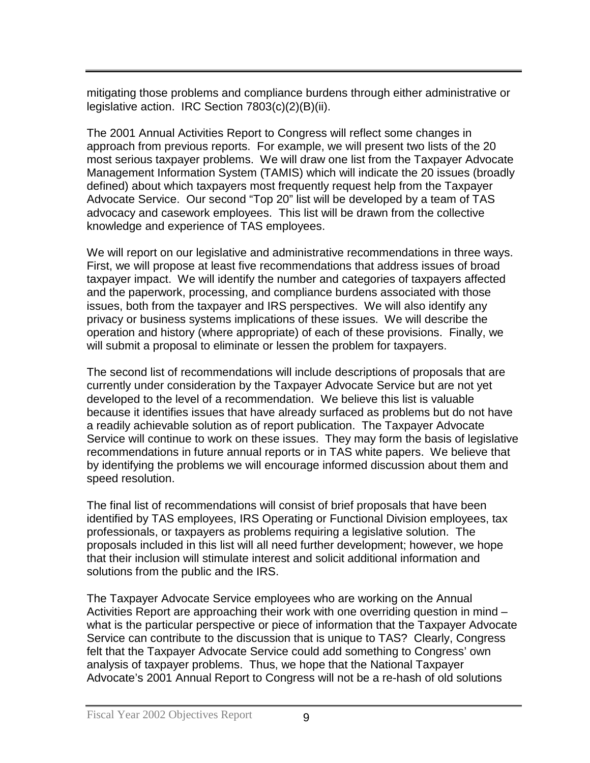mitigating those problems and compliance burdens through either administrative or legislative action. IRC Section 7803(c)(2)(B)(ii).

The 2001 Annual Activities Report to Congress will reflect some changes in approach from previous reports. For example, we will present two lists of the 20 most serious taxpayer problems. We will draw one list from the Taxpayer Advocate Management Information System (TAMIS) which will indicate the 20 issues (broadly defined) about which taxpayers most frequently request help from the Taxpayer Advocate Service. Our second "Top 20" list will be developed by a team of TAS advocacy and casework employees. This list will be drawn from the collective knowledge and experience of TAS employees.

We will report on our legislative and administrative recommendations in three ways. First, we will propose at least five recommendations that address issues of broad taxpayer impact. We will identify the number and categories of taxpayers affected and the paperwork, processing, and compliance burdens associated with those issues, both from the taxpayer and IRS perspectives. We will also identify any privacy or business systems implications of these issues. We will describe the operation and history (where appropriate) of each of these provisions. Finally, we will submit a proposal to eliminate or lessen the problem for taxpayers.

The second list of recommendations will include descriptions of proposals that are currently under consideration by the Taxpayer Advocate Service but are not yet developed to the level of a recommendation. We believe this list is valuable because it identifies issues that have already surfaced as problems but do not have a readily achievable solution as of report publication. The Taxpayer Advocate Service will continue to work on these issues. They may form the basis of legislative recommendations in future annual reports or in TAS white papers. We believe that by identifying the problems we will encourage informed discussion about them and speed resolution.

The final list of recommendations will consist of brief proposals that have been identified by TAS employees, IRS Operating or Functional Division employees, tax professionals, or taxpayers as problems requiring a legislative solution. The proposals included in this list will all need further development; however, we hope that their inclusion will stimulate interest and solicit additional information and solutions from the public and the IRS.

The Taxpayer Advocate Service employees who are working on the Annual Activities Report are approaching their work with one overriding question in mind – what is the particular perspective or piece of information that the Taxpayer Advocate Service can contribute to the discussion that is unique to TAS? Clearly, Congress felt that the Taxpayer Advocate Service could add something to Congress' own analysis of taxpayer problems. Thus, we hope that the National Taxpayer Advocate's 2001 Annual Report to Congress will not be a re-hash of old solutions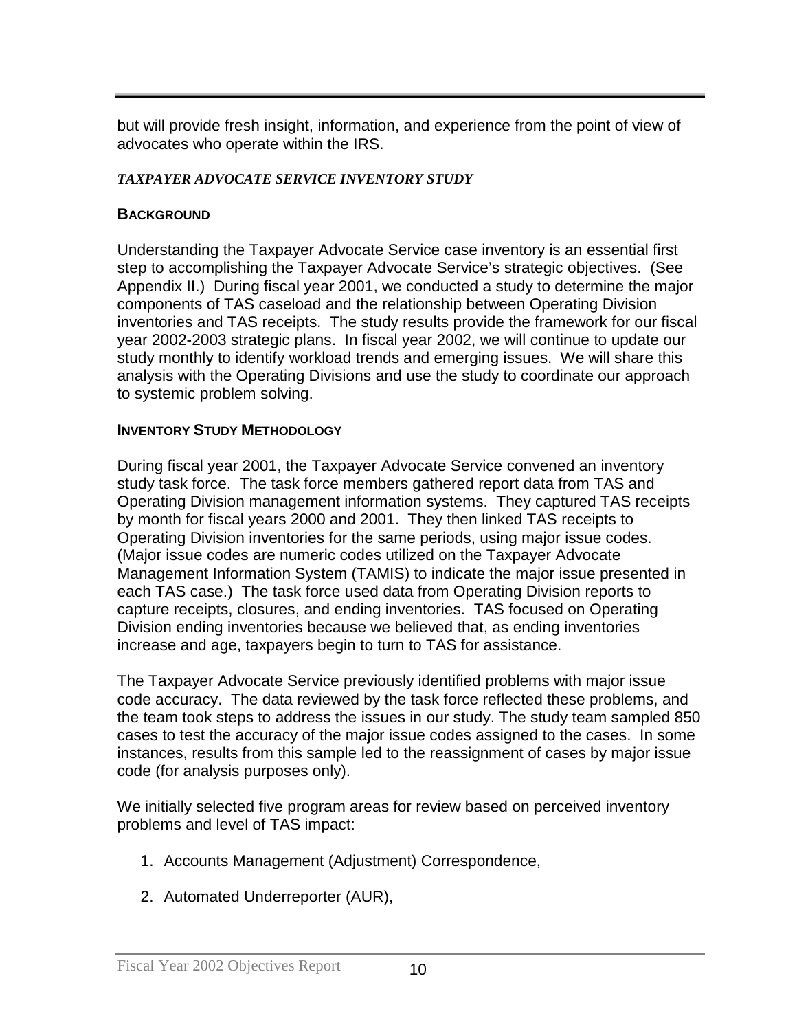but will provide fresh insight, information, and experience from the point of view of advocates who operate within the IRS.

### *TAXPAYER ADVOCATE SERVICE INVENTORY STUDY*

#### BACKGROUND

Understanding the Taxpayer Advocate Service case inventory is an essential first step to accomplishing the Taxpayer Advocate Service's strategic objectives. (See Appendix II.) During fiscal year 2001, we conducted a study to determine the major components of TAS caseload and the relationship between Operating Division inventories and TAS receipts. The study results provide the framework for our fiscal year 2002-2003 strategic plans. In fiscal year 2002, we will continue to update our study monthly to identify workload trends and emerging issues. We will share this analysis with the Operating Divisions and use the study to coordinate our approach to systemic problem solving.

#### INVENTORY STUDY METHODOLOGY

During fiscal year 2001, the Taxpayer Advocate Service convened an inventory study task force. The task force members gathered report data from TAS and Operating Division management information systems. They captured TAS receipts by month for fiscal years 2000 and 2001. They then linked TAS receipts to Operating Division inventories for the same periods, using major issue codes. (Major issue codes are numeric codes utilized on the Taxpayer Advocate Management Information System (TAMIS) to indicate the major issue presented in each TAS case.) The task force used data from Operating Division reports to capture receipts, closures, and ending inventories. TAS focused on Operating Division ending inventories because we believed that, as ending inventories increase and age, taxpayers begin to turn to TAS for assistance.

The Taxpayer Advocate Service previously identified problems with major issue code accuracy. The data reviewed by the task force reflected these problems, and the team took steps to address the issues in our study. The study team sampled 850 cases to test the accuracy of the major issue codes assigned to the cases. In some instances, results from this sample led to the reassignment of cases by major issue code (for analysis purposes only).

We initially selected five program areas for review based on perceived inventory problems and level of TAS impact:

1. Accounts Management (Adjustment) Correspondence,
2. Automated Underreporter (AUR),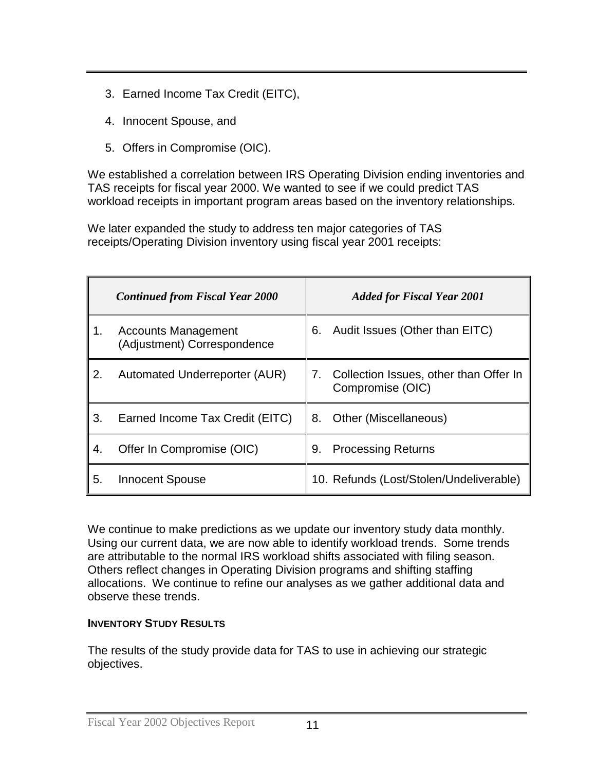3. Earned Income Tax Credit (EITC),

4. Innocent Spouse, and

5. Offers in Compromise (OIC).

We established a correlation between IRS Operating Division ending inventories and TAS receipts for fiscal year 2000. We wanted to see if we could predict TAS workload receipts in important program areas based on the inventory relationships.

We later expanded the study to address ten major categories of TAS receipts/Operating Division inventory using fiscal year 2001 receipts:

| *Continued from Fiscal Year 2000* | *Added for Fiscal Year 2001* |
|---|---|
| 1. Accounts Management (Adjustment) Correspondence | 6. Audit Issues (Other than EITC) |
| 2. Automated Underreporter (AUR) | 7. Collection Issues, other than Offer In Compromise (OIC) |
| 3. Earned Income Tax Credit (EITC) | 8. Other (Miscellaneous) |
| 4. Offer In Compromise (OIC) | 9. Processing Returns |
| 5. Innocent Spouse | 10. Refunds (Lost/Stolen/Undeliverable) |

We continue to make predictions as we update our inventory study data monthly. Using our current data, we are now able to identify workload trends. Some trends are attributable to the normal IRS workload shifts associated with filing season. Others reflect changes in Operating Division programs and shifting staffing allocations. We continue to refine our analyses as we gather additional data and observe these trends.

**INVENTORY STUDY RESULTS**

The results of the study provide data for TAS to use in achieving our strategic objectives.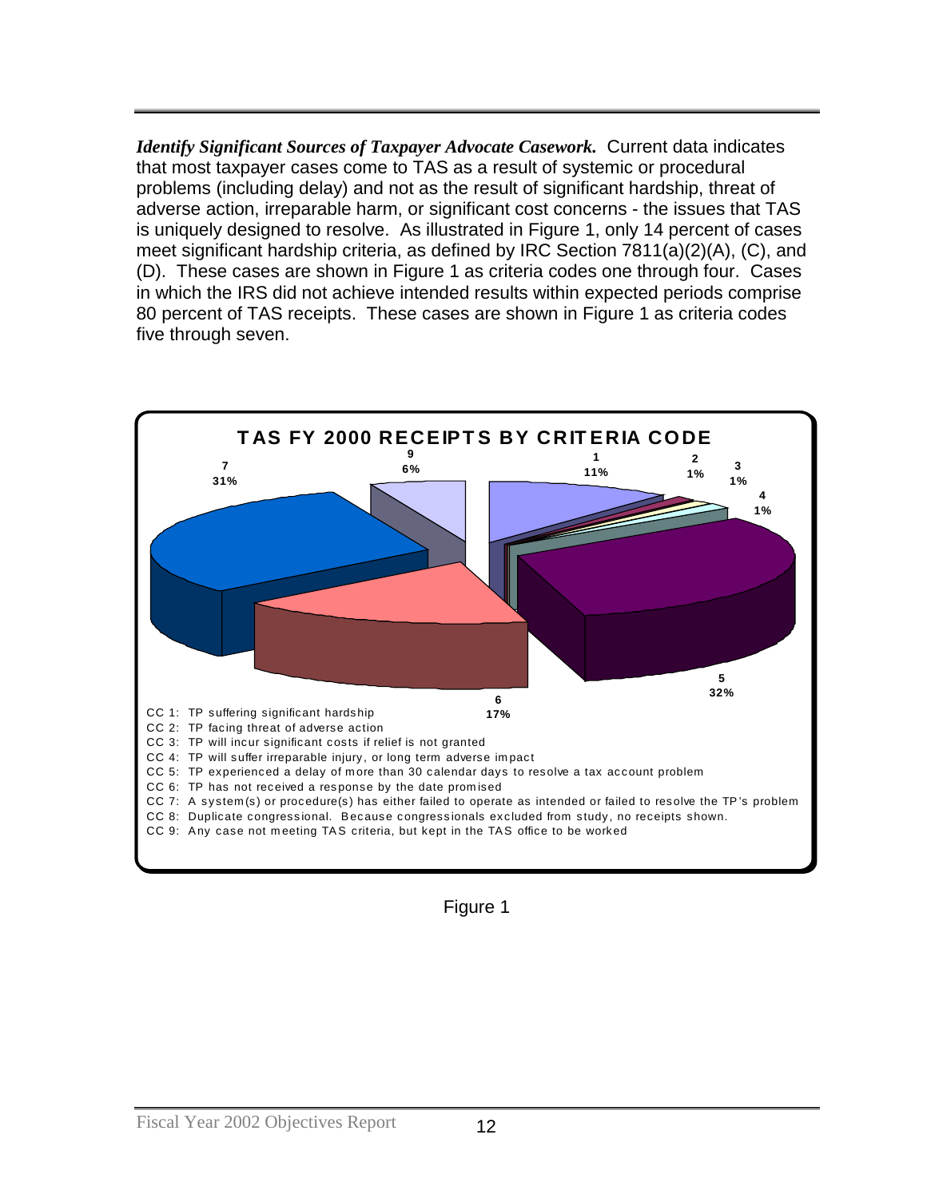***Identify Significant Sources of Taxpayer Advocate Casework.*** Current data indicates that most taxpayer cases come to TAS as a result of systemic or procedural problems (including delay) and not as the result of significant hardship, threat of adverse action, irreparable harm, or significant cost concerns - the issues that TAS is uniquely designed to resolve. As illustrated in Figure 1, only 14 percent of cases meet significant hardship criteria, as defined by IRC Section 7811(a)(2)(A), (C), and (D). These cases are shown in Figure 1 as criteria codes one through four. Cases in which the IRS did not achieve intended results within expected periods comprise 80 percent of TAS receipts. These cases are shown in Figure 1 as criteria codes five through seven.

**TAS FY 2000 RECEIPTS BY CRITERIA CODE**

| Criteria Code | Percent |
|---|---|
| 1 | 11% |
| 2 | 1% |
| 3 | 1% |
| 4 | 1% |
| 5 | 32% |
| 6 | 17% |
| 7 | 31% |
| 9 | 6% |

CC 1: TP suffering significant hardship
CC 2: TP facing threat of adverse action
CC 3: TP will incur significant costs if relief is not granted
CC 4: TP will suffer irreparable injury, or long term adverse impact
CC 5: TP experienced a delay of more than 30 calendar days to resolve a tax account problem
CC 6: TP has not received a response by the date promised
CC 7: A system(s) or procedure(s) has either failed to operate as intended or failed to resolve the TP's problem
CC 8: Duplicate congressional. Because congressionals excluded from study, no receipts shown.
CC 9: Any case not meeting TAS criteria, but kept in the TAS office to be worked

Figure 1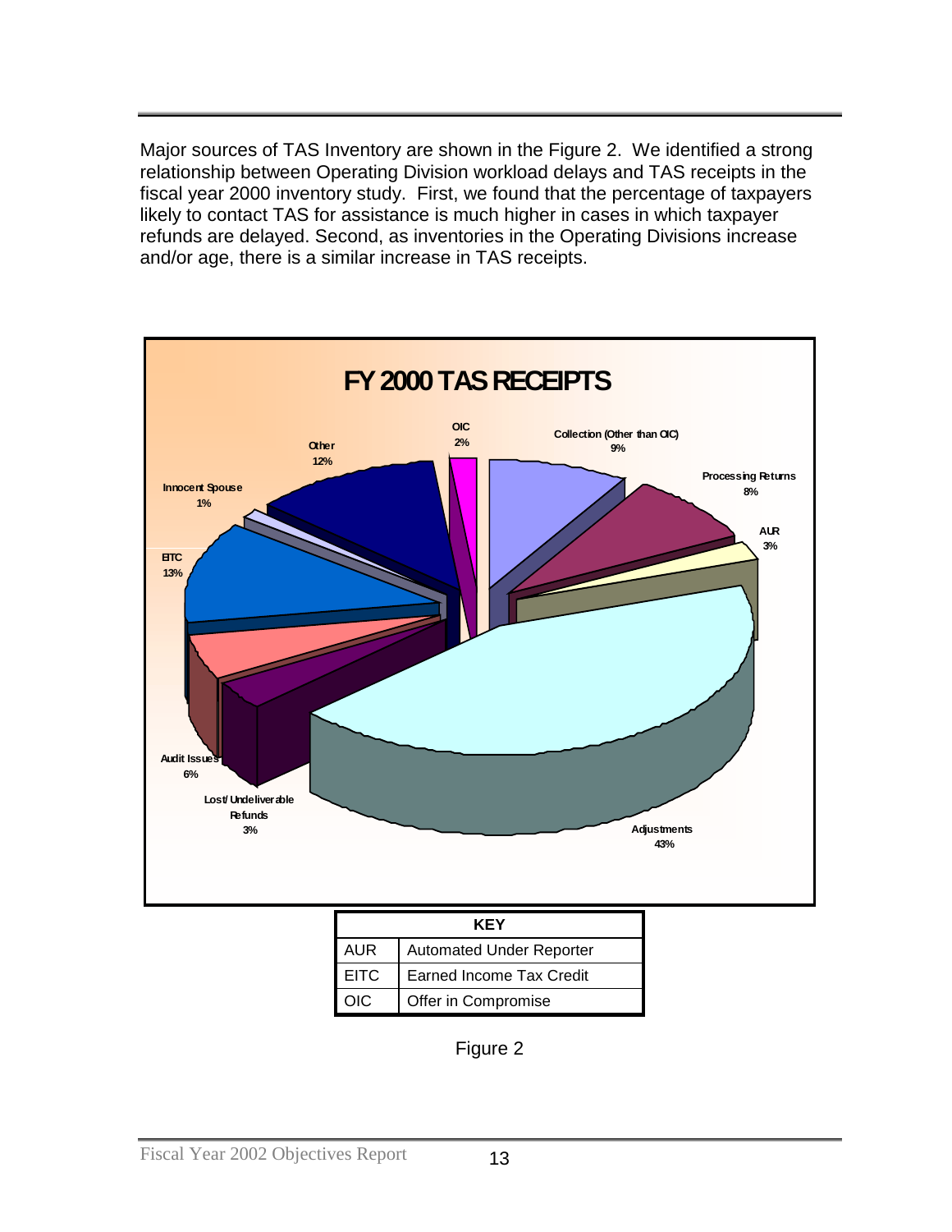Major sources of TAS Inventory are shown in the Figure 2. We identified a strong relationship between Operating Division workload delays and TAS receipts in the fiscal year 2000 inventory study. First, we found that the percentage of taxpayers likely to contact TAS for assistance is much higher in cases in which taxpayer refunds are delayed. Second, as inventories in the Operating Divisions increase and/or age, there is a similar increase in TAS receipts.

**FY 2000 TAS RECEIPTS**

| Category | Percentage |
| --- | --- |
| OIC | 2% |
| Collection (Other than OIC) | 9% |
| Processing Returns | 8% |
| AUR | 3% |
| Adjustments | 43% |
| Lost/ Undeliverable Refunds | 3% |
| Audit Issues | 6% |
| EITC | 13% |
| Innocent Spouse | 1% |
| Other | 12% |

| KEY | |
| --- | --- |
| AUR | Automated Under Reporter |
| EITC | Earned Income Tax Credit |
| OIC | Offer in Compromise |

Figure 2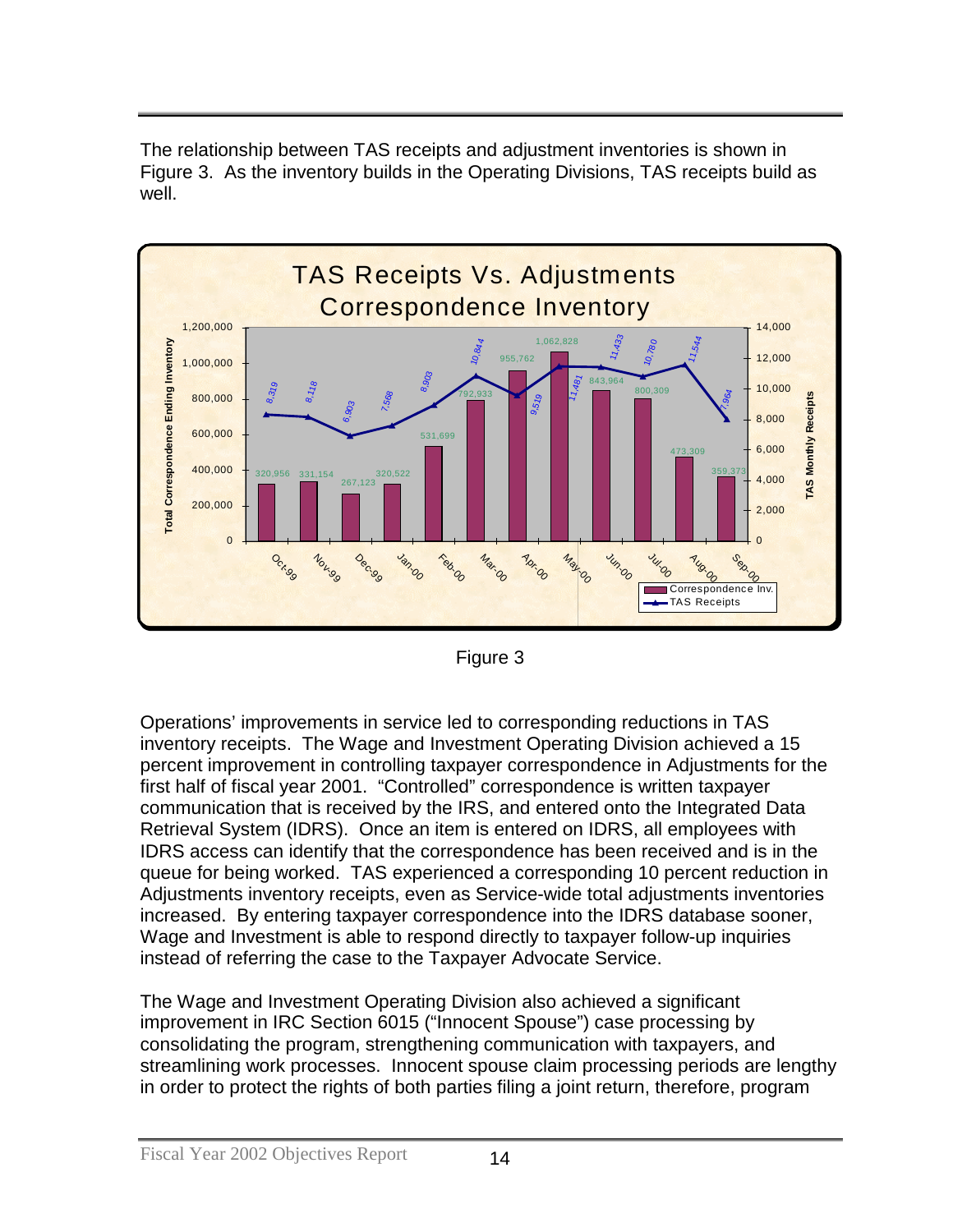The relationship between TAS receipts and adjustment inventories is shown in Figure 3. As the inventory builds in the Operating Divisions, TAS receipts build as well.

| Month | Correspondence Inv. | TAS Receipts |
|---|---|---|
| Oct-99 | 320,956 | 8,319 |
| Nov-99 | 331,154 | 8,118 |
| Dec-99 | 267,123 | 6,903 |
| Jan-00 | 320,522 | 7,568 |
| Feb-00 | 531,699 | 8,903 |
| Mar-00 | 792,933 | 10,844 |
| Apr-00 | 955,762 | 9,519 |
| May-00 | 1,062,828 | 11,481 |
| Jun-00 | 843,964 | 11,433 |
| Jul-00 | 800,309 | 10,780 |
| Aug-00 | 473,309 | 11,544 |
| Sep-00 | 359,373 | 7,964 |

Figure 3

Operations' improvements in service led to corresponding reductions in TAS inventory receipts. The Wage and Investment Operating Division achieved a 15 percent improvement in controlling taxpayer correspondence in Adjustments for the first half of fiscal year 2001. "Controlled" correspondence is written taxpayer communication that is received by the IRS, and entered onto the Integrated Data Retrieval System (IDRS). Once an item is entered on IDRS, all employees with IDRS access can identify that the correspondence has been received and is in the queue for being worked. TAS experienced a corresponding 10 percent reduction in Adjustments inventory receipts, even as Service-wide total adjustments inventories increased. By entering taxpayer correspondence into the IDRS database sooner, Wage and Investment is able to respond directly to taxpayer follow-up inquiries instead of referring the case to the Taxpayer Advocate Service.

The Wage and Investment Operating Division also achieved a significant improvement in IRC Section 6015 ("Innocent Spouse") case processing by consolidating the program, strengthening communication with taxpayers, and streamlining work processes. Innocent spouse claim processing periods are lengthy in order to protect the rights of both parties filing a joint return, therefore, program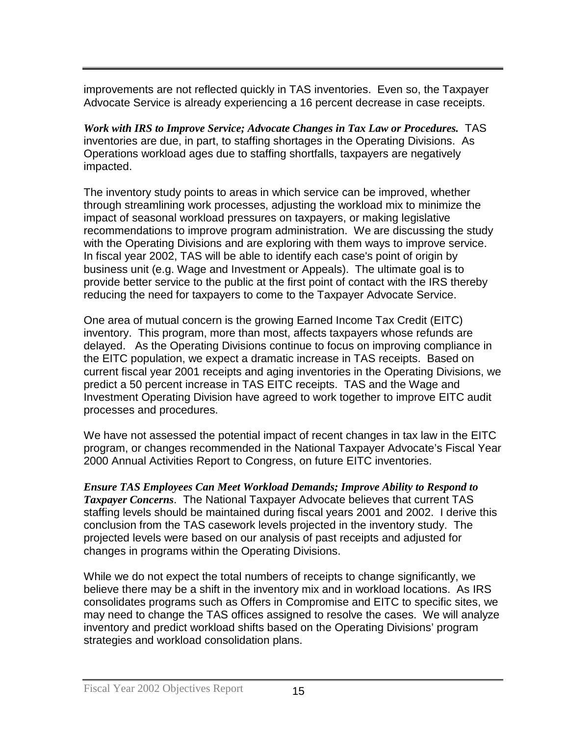improvements are not reflected quickly in TAS inventories. Even so, the Taxpayer Advocate Service is already experiencing a 16 percent decrease in case receipts.

***Work with IRS to Improve Service; Advocate Changes in Tax Law or Procedures.*** TAS inventories are due, in part, to staffing shortages in the Operating Divisions. As Operations workload ages due to staffing shortfalls, taxpayers are negatively impacted.

The inventory study points to areas in which service can be improved, whether through streamlining work processes, adjusting the workload mix to minimize the impact of seasonal workload pressures on taxpayers, or making legislative recommendations to improve program administration. We are discussing the study with the Operating Divisions and are exploring with them ways to improve service. In fiscal year 2002, TAS will be able to identify each case's point of origin by business unit (e.g. Wage and Investment or Appeals). The ultimate goal is to provide better service to the public at the first point of contact with the IRS thereby reducing the need for taxpayers to come to the Taxpayer Advocate Service.

One area of mutual concern is the growing Earned Income Tax Credit (EITC) inventory. This program, more than most, affects taxpayers whose refunds are delayed. As the Operating Divisions continue to focus on improving compliance in the EITC population, we expect a dramatic increase in TAS receipts. Based on current fiscal year 2001 receipts and aging inventories in the Operating Divisions, we predict a 50 percent increase in TAS EITC receipts. TAS and the Wage and Investment Operating Division have agreed to work together to improve EITC audit processes and procedures.

We have not assessed the potential impact of recent changes in tax law in the EITC program, or changes recommended in the National Taxpayer Advocate's Fiscal Year 2000 Annual Activities Report to Congress, on future EITC inventories.

***Ensure TAS Employees Can Meet Workload Demands; Improve Ability to Respond to Taxpayer Concerns***. The National Taxpayer Advocate believes that current TAS staffing levels should be maintained during fiscal years 2001 and 2002. I derive this conclusion from the TAS casework levels projected in the inventory study. The projected levels were based on our analysis of past receipts and adjusted for changes in programs within the Operating Divisions.

While we do not expect the total numbers of receipts to change significantly, we believe there may be a shift in the inventory mix and in workload locations. As IRS consolidates programs such as Offers in Compromise and EITC to specific sites, we may need to change the TAS offices assigned to resolve the cases. We will analyze inventory and predict workload shifts based on the Operating Divisions' program strategies and workload consolidation plans.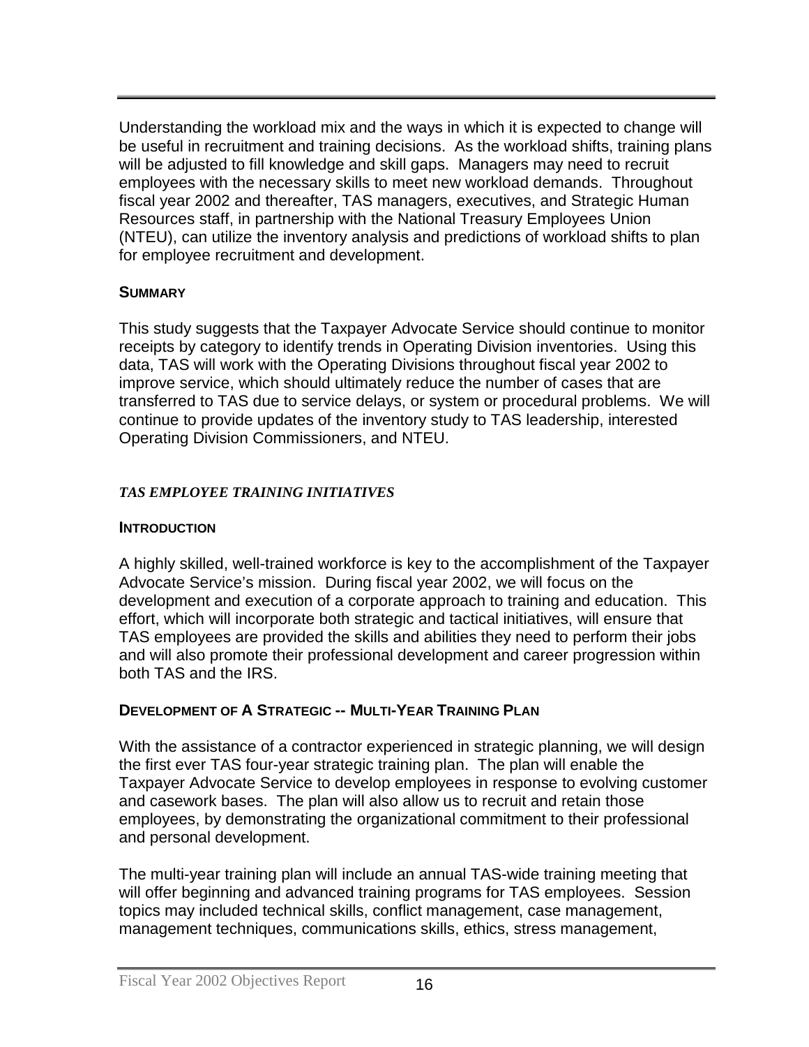Understanding the workload mix and the ways in which it is expected to change will be useful in recruitment and training decisions. As the workload shifts, training plans will be adjusted to fill knowledge and skill gaps. Managers may need to recruit employees with the necessary skills to meet new workload demands. Throughout fiscal year 2002 and thereafter, TAS managers, executives, and Strategic Human Resources staff, in partnership with the National Treasury Employees Union (NTEU), can utilize the inventory analysis and predictions of workload shifts to plan for employee recruitment and development.

#### SUMMARY

This study suggests that the Taxpayer Advocate Service should continue to monitor receipts by category to identify trends in Operating Division inventories. Using this data, TAS will work with the Operating Divisions throughout fiscal year 2002 to improve service, which should ultimately reduce the number of cases that are transferred to TAS due to service delays, or system or procedural problems. We will continue to provide updates of the inventory study to TAS leadership, interested Operating Division Commissioners, and NTEU.

### *TAS EMPLOYEE TRAINING INITIATIVES*

#### INTRODUCTION

A highly skilled, well-trained workforce is key to the accomplishment of the Taxpayer Advocate Service's mission. During fiscal year 2002, we will focus on the development and execution of a corporate approach to training and education. This effort, which will incorporate both strategic and tactical initiatives, will ensure that TAS employees are provided the skills and abilities they need to perform their jobs and will also promote their professional development and career progression within both TAS and the IRS.

#### DEVELOPMENT OF A STRATEGIC -- MULTI-YEAR TRAINING PLAN

With the assistance of a contractor experienced in strategic planning, we will design the first ever TAS four-year strategic training plan. The plan will enable the Taxpayer Advocate Service to develop employees in response to evolving customer and casework bases. The plan will also allow us to recruit and retain those employees, by demonstrating the organizational commitment to their professional and personal development.

The multi-year training plan will include an annual TAS-wide training meeting that will offer beginning and advanced training programs for TAS employees. Session topics may included technical skills, conflict management, case management, management techniques, communications skills, ethics, stress management,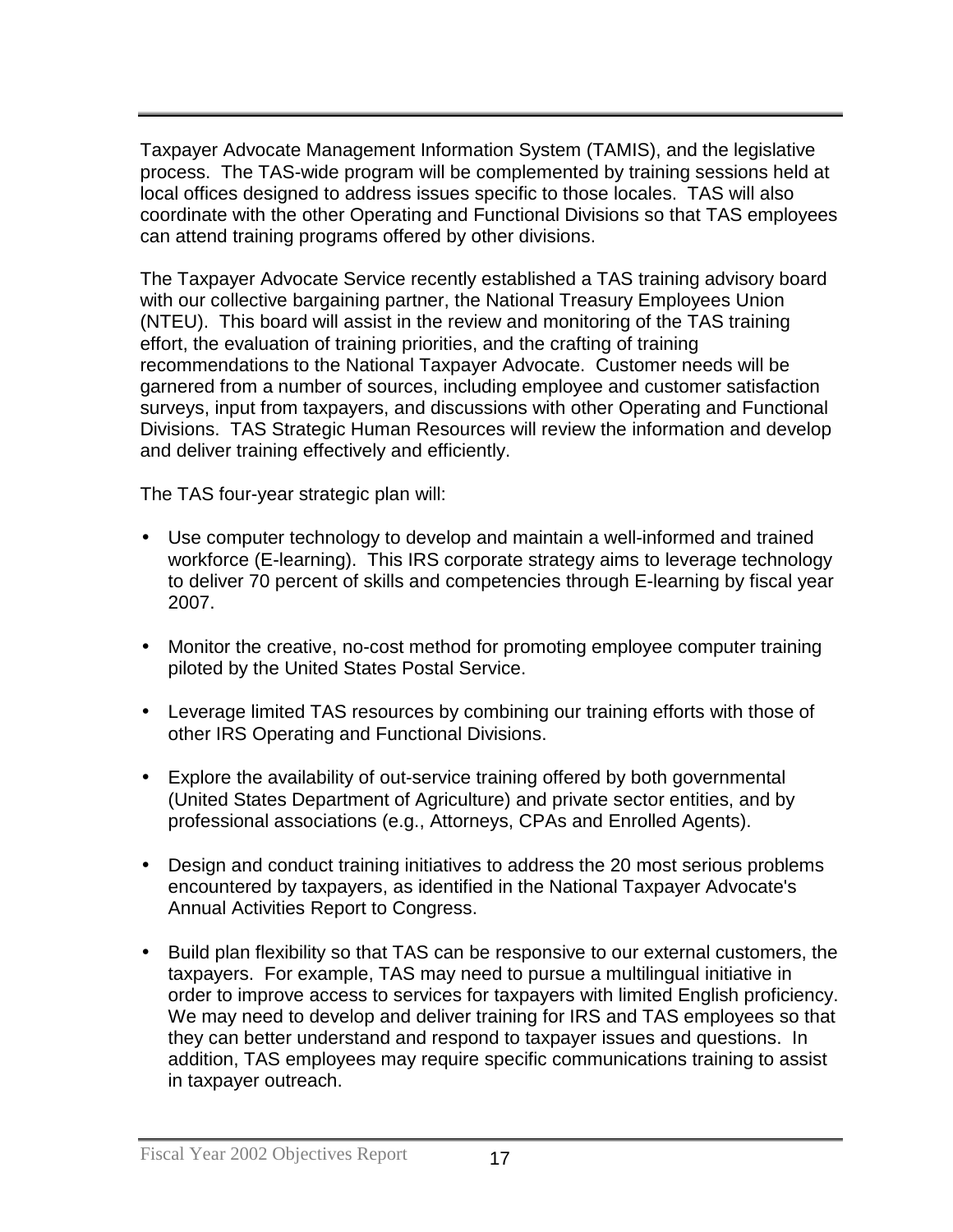Taxpayer Advocate Management Information System (TAMIS), and the legislative process. The TAS-wide program will be complemented by training sessions held at local offices designed to address issues specific to those locales. TAS will also coordinate with the other Operating and Functional Divisions so that TAS employees can attend training programs offered by other divisions.

The Taxpayer Advocate Service recently established a TAS training advisory board with our collective bargaining partner, the National Treasury Employees Union (NTEU). This board will assist in the review and monitoring of the TAS training effort, the evaluation of training priorities, and the crafting of training recommendations to the National Taxpayer Advocate. Customer needs will be garnered from a number of sources, including employee and customer satisfaction surveys, input from taxpayers, and discussions with other Operating and Functional Divisions. TAS Strategic Human Resources will review the information and develop and deliver training effectively and efficiently.

The TAS four-year strategic plan will:

- Use computer technology to develop and maintain a well-informed and trained workforce (E-learning). This IRS corporate strategy aims to leverage technology to deliver 70 percent of skills and competencies through E-learning by fiscal year 2007.

- Monitor the creative, no-cost method for promoting employee computer training piloted by the United States Postal Service.

- Leverage limited TAS resources by combining our training efforts with those of other IRS Operating and Functional Divisions.

- Explore the availability of out-service training offered by both governmental (United States Department of Agriculture) and private sector entities, and by professional associations (e.g., Attorneys, CPAs and Enrolled Agents).

- Design and conduct training initiatives to address the 20 most serious problems encountered by taxpayers, as identified in the National Taxpayer Advocate's Annual Activities Report to Congress.

- Build plan flexibility so that TAS can be responsive to our external customers, the taxpayers. For example, TAS may need to pursue a multilingual initiative in order to improve access to services for taxpayers with limited English proficiency. We may need to develop and deliver training for IRS and TAS employees so that they can better understand and respond to taxpayer issues and questions. In addition, TAS employees may require specific communications training to assist in taxpayer outreach.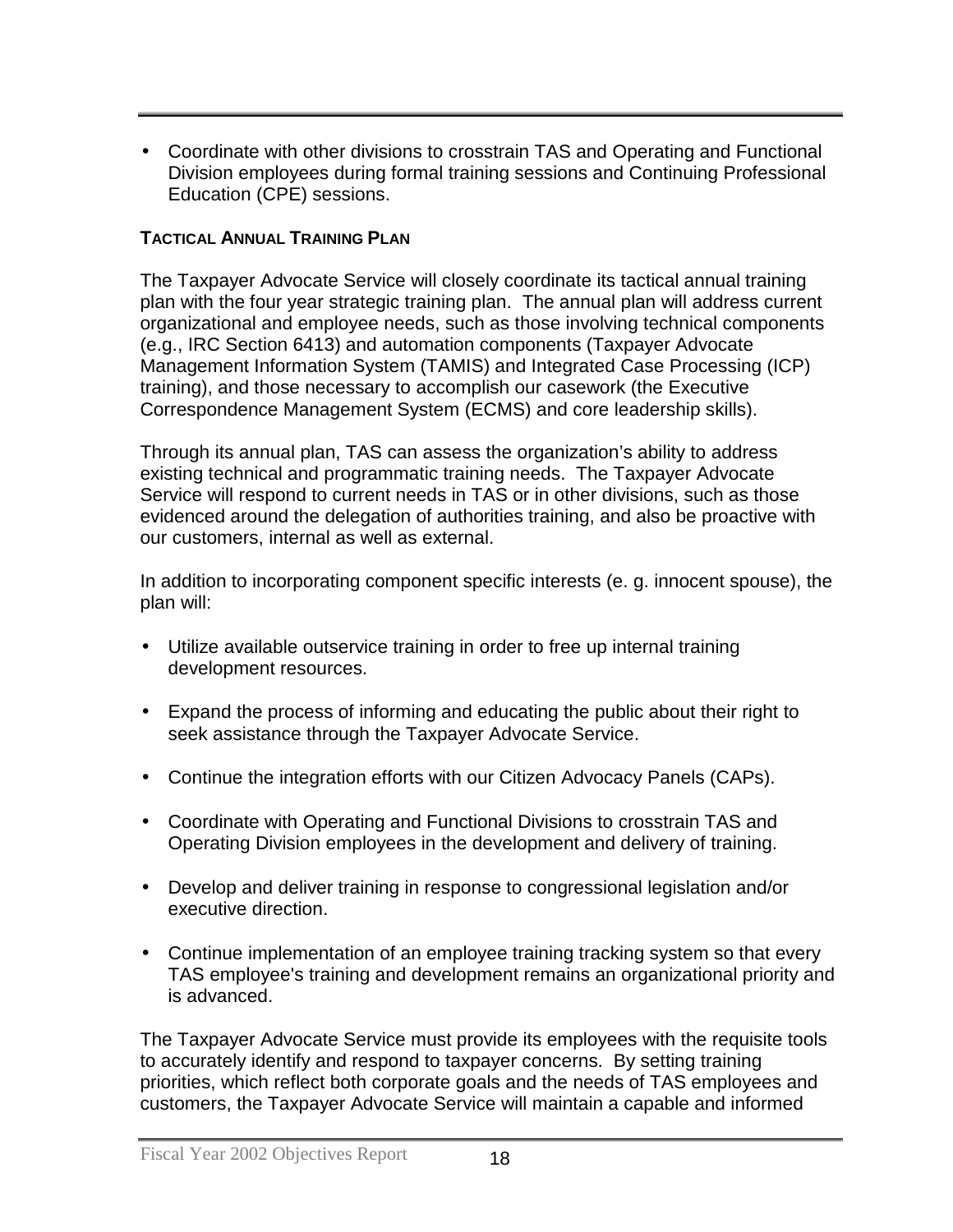- Coordinate with other divisions to crosstrain TAS and Operating and Functional Division employees during formal training sessions and Continuing Professional Education (CPE) sessions.

**TACTICAL ANNUAL TRAINING PLAN**

The Taxpayer Advocate Service will closely coordinate its tactical annual training plan with the four year strategic training plan. The annual plan will address current organizational and employee needs, such as those involving technical components (e.g., IRC Section 6413) and automation components (Taxpayer Advocate Management Information System (TAMIS) and Integrated Case Processing (ICP) training), and those necessary to accomplish our casework (the Executive Correspondence Management System (ECMS) and core leadership skills).

Through its annual plan, TAS can assess the organization's ability to address existing technical and programmatic training needs. The Taxpayer Advocate Service will respond to current needs in TAS or in other divisions, such as those evidenced around the delegation of authorities training, and also be proactive with our customers, internal as well as external.

In addition to incorporating component specific interests (e. g. innocent spouse), the plan will:

- Utilize available outservice training in order to free up internal training development resources.
- Expand the process of informing and educating the public about their right to seek assistance through the Taxpayer Advocate Service.
- Continue the integration efforts with our Citizen Advocacy Panels (CAPs).
- Coordinate with Operating and Functional Divisions to crosstrain TAS and Operating Division employees in the development and delivery of training.
- Develop and deliver training in response to congressional legislation and/or executive direction.
- Continue implementation of an employee training tracking system so that every TAS employee's training and development remains an organizational priority and is advanced.

The Taxpayer Advocate Service must provide its employees with the requisite tools to accurately identify and respond to taxpayer concerns. By setting training priorities, which reflect both corporate goals and the needs of TAS employees and customers, the Taxpayer Advocate Service will maintain a capable and informed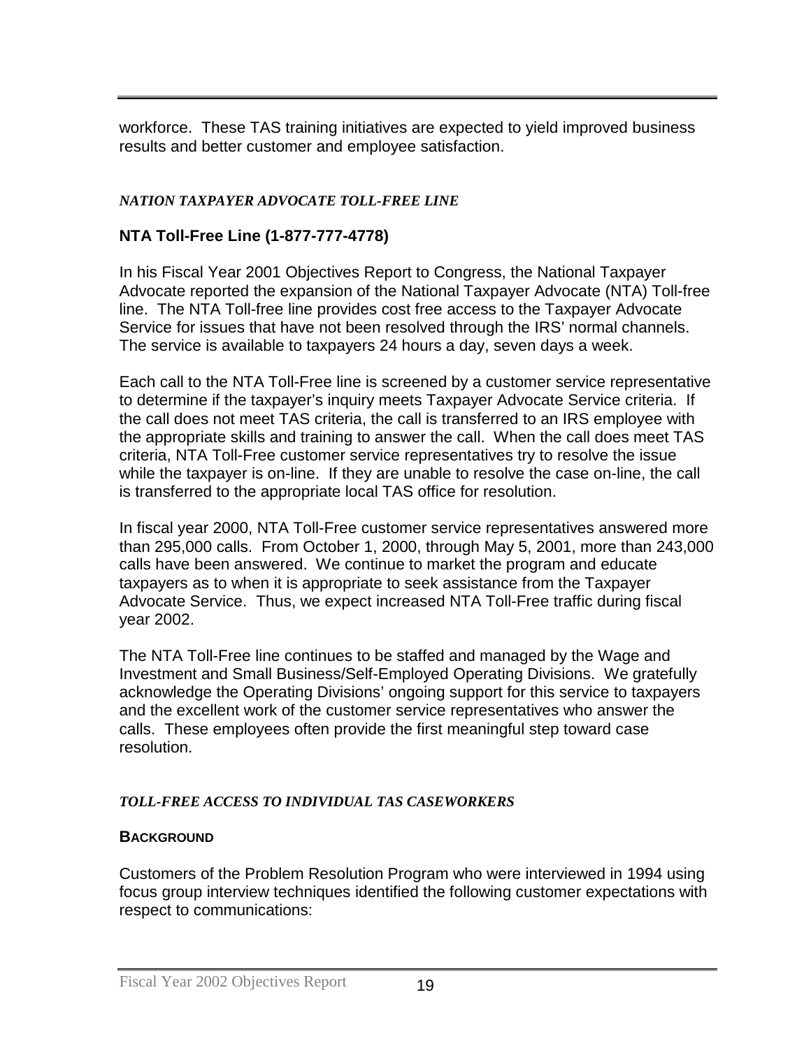workforce. These TAS training initiatives are expected to yield improved business results and better customer and employee satisfaction.

***NATION TAXPAYER ADVOCATE TOLL-FREE LINE***

### NTA Toll-Free Line (1-877-777-4778)

In his Fiscal Year 2001 Objectives Report to Congress, the National Taxpayer Advocate reported the expansion of the National Taxpayer Advocate (NTA) Toll-free line. The NTA Toll-free line provides cost free access to the Taxpayer Advocate Service for issues that have not been resolved through the IRS' normal channels. The service is available to taxpayers 24 hours a day, seven days a week.

Each call to the NTA Toll-Free line is screened by a customer service representative to determine if the taxpayer's inquiry meets Taxpayer Advocate Service criteria. If the call does not meet TAS criteria, the call is transferred to an IRS employee with the appropriate skills and training to answer the call. When the call does meet TAS criteria, NTA Toll-Free customer service representatives try to resolve the issue while the taxpayer is on-line. If they are unable to resolve the case on-line, the call is transferred to the appropriate local TAS office for resolution.

In fiscal year 2000, NTA Toll-Free customer service representatives answered more than 295,000 calls. From October 1, 2000, through May 5, 2001, more than 243,000 calls have been answered. We continue to market the program and educate taxpayers as to when it is appropriate to seek assistance from the Taxpayer Advocate Service. Thus, we expect increased NTA Toll-Free traffic during fiscal year 2002.

The NTA Toll-Free line continues to be staffed and managed by the Wage and Investment and Small Business/Self-Employed Operating Divisions. We gratefully acknowledge the Operating Divisions' ongoing support for this service to taxpayers and the excellent work of the customer service representatives who answer the calls. These employees often provide the first meaningful step toward case resolution.

***TOLL-FREE ACCESS TO INDIVIDUAL TAS CASEWORKERS***

#### BACKGROUND

Customers of the Problem Resolution Program who were interviewed in 1994 using focus group interview techniques identified the following customer expectations with respect to communications: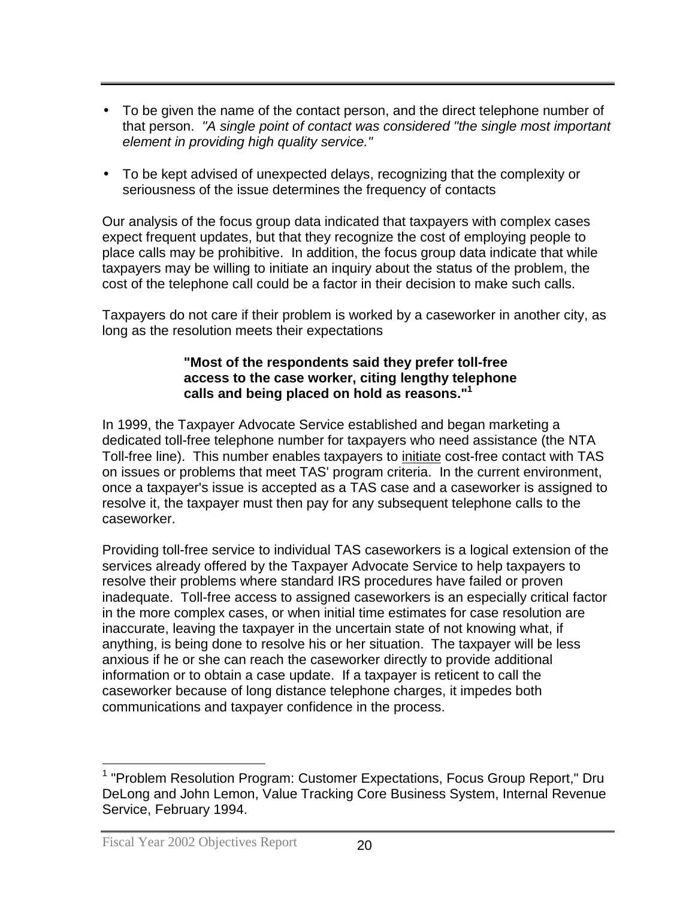- To be given the name of the contact person, and the direct telephone number of that person. *"A single point of contact was considered "the single most important element in providing high quality service."*

- To be kept advised of unexpected delays, recognizing that the complexity or seriousness of the issue determines the frequency of contacts

Our analysis of the focus group data indicated that taxpayers with complex cases expect frequent updates, but that they recognize the cost of employing people to place calls may be prohibitive. In addition, the focus group data indicate that while taxpayers may be willing to initiate an inquiry about the status of the problem, the cost of the telephone call could be a factor in their decision to make such calls.

Taxpayers do not care if their problem is worked by a caseworker in another city, as long as the resolution meets their expectations

> **"Most of the respondents said they prefer toll-free access to the case worker, citing lengthy telephone calls and being placed on hold as reasons."[1]**

In 1999, the Taxpayer Advocate Service established and began marketing a dedicated toll-free telephone number for taxpayers who need assistance (the NTA Toll-free line). This number enables taxpayers to <u>initiate</u> cost-free contact with TAS on issues or problems that meet TAS' program criteria. In the current environment, once a taxpayer's issue is accepted as a TAS case and a caseworker is assigned to resolve it, the taxpayer must then pay for any subsequent telephone calls to the caseworker.

Providing toll-free service to individual TAS caseworkers is a logical extension of the services already offered by the Taxpayer Advocate Service to help taxpayers to resolve their problems where standard IRS procedures have failed or proven inadequate. Toll-free access to assigned caseworkers is an especially critical factor in the more complex cases, or when initial time estimates for case resolution are inaccurate, leaving the taxpayer in the uncertain state of not knowing what, if anything, is being done to resolve his or her situation. The taxpayer will be less anxious if he or she can reach the caseworker directly to provide additional information or to obtain a case update. If a taxpayer is reticent to call the caseworker because of long distance telephone charges, it impedes both communications and taxpayer confidence in the process.

---

[1] "Problem Resolution Program: Customer Expectations, Focus Group Report," Dru DeLong and John Lemon, Value Tracking Core Business System, Internal Revenue Service, February 1994.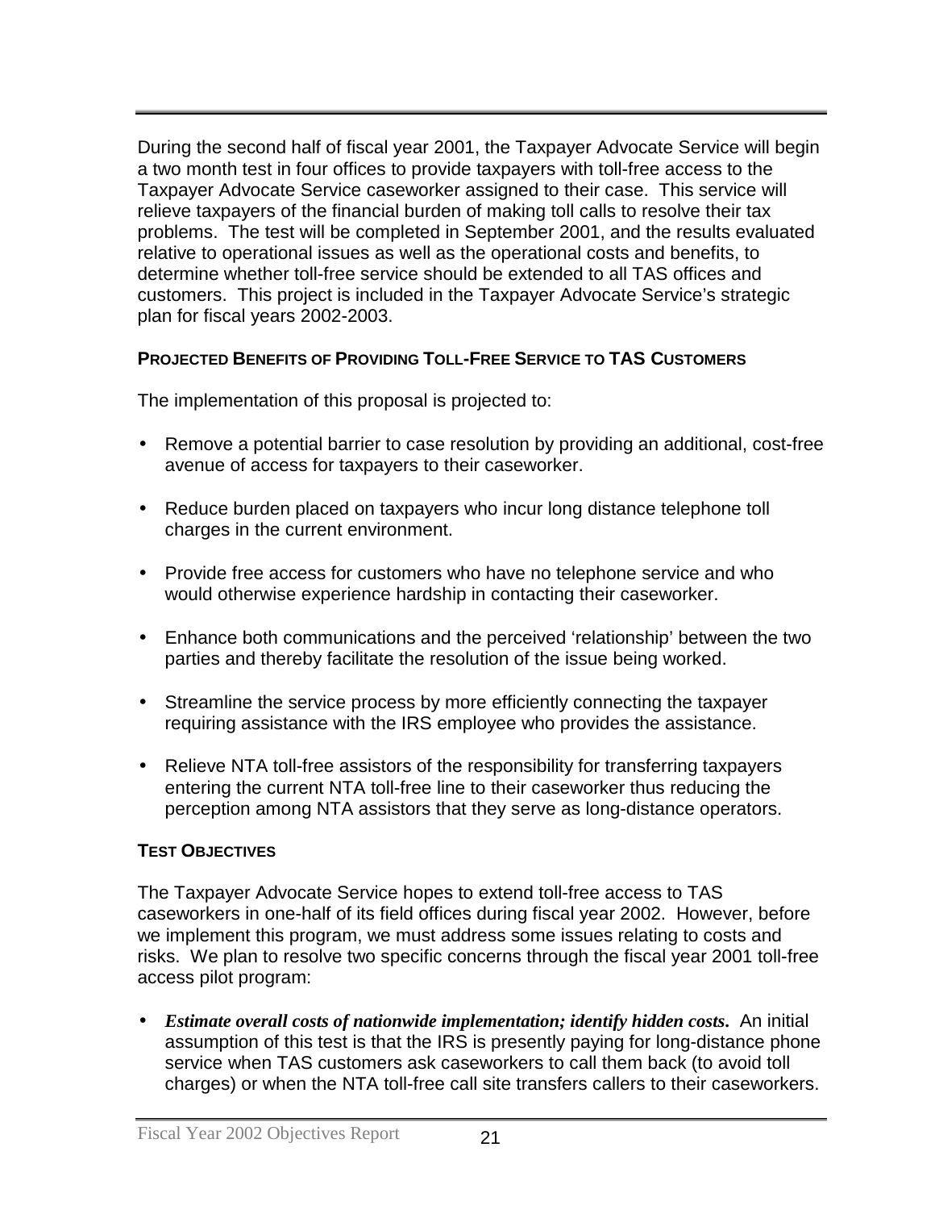During the second half of fiscal year 2001, the Taxpayer Advocate Service will begin a two month test in four offices to provide taxpayers with toll-free access to the Taxpayer Advocate Service caseworker assigned to their case. This service will relieve taxpayers of the financial burden of making toll calls to resolve their tax problems. The test will be completed in September 2001, and the results evaluated relative to operational issues as well as the operational costs and benefits, to determine whether toll-free service should be extended to all TAS offices and customers. This project is included in the Taxpayer Advocate Service's strategic plan for fiscal years 2002-2003.

### PROJECTED BENEFITS OF PROVIDING TOLL-FREE SERVICE TO TAS CUSTOMERS

The implementation of this proposal is projected to:

- Remove a potential barrier to case resolution by providing an additional, cost-free avenue of access for taxpayers to their caseworker.
- Reduce burden placed on taxpayers who incur long distance telephone toll charges in the current environment.
- Provide free access for customers who have no telephone service and who would otherwise experience hardship in contacting their caseworker.
- Enhance both communications and the perceived 'relationship' between the two parties and thereby facilitate the resolution of the issue being worked.
- Streamline the service process by more efficiently connecting the taxpayer requiring assistance with the IRS employee who provides the assistance.
- Relieve NTA toll-free assistors of the responsibility for transferring taxpayers entering the current NTA toll-free line to their caseworker thus reducing the perception among NTA assistors that they serve as long-distance operators.

### TEST OBJECTIVES

The Taxpayer Advocate Service hopes to extend toll-free access to TAS caseworkers in one-half of its field offices during fiscal year 2002. However, before we implement this program, we must address some issues relating to costs and risks. We plan to resolve two specific concerns through the fiscal year 2001 toll-free access pilot program:

- ***Estimate overall costs of nationwide implementation; identify hidden costs.*** An initial assumption of this test is that the IRS is presently paying for long-distance phone service when TAS customers ask caseworkers to call them back (to avoid toll charges) or when the NTA toll-free call site transfers callers to their caseworkers.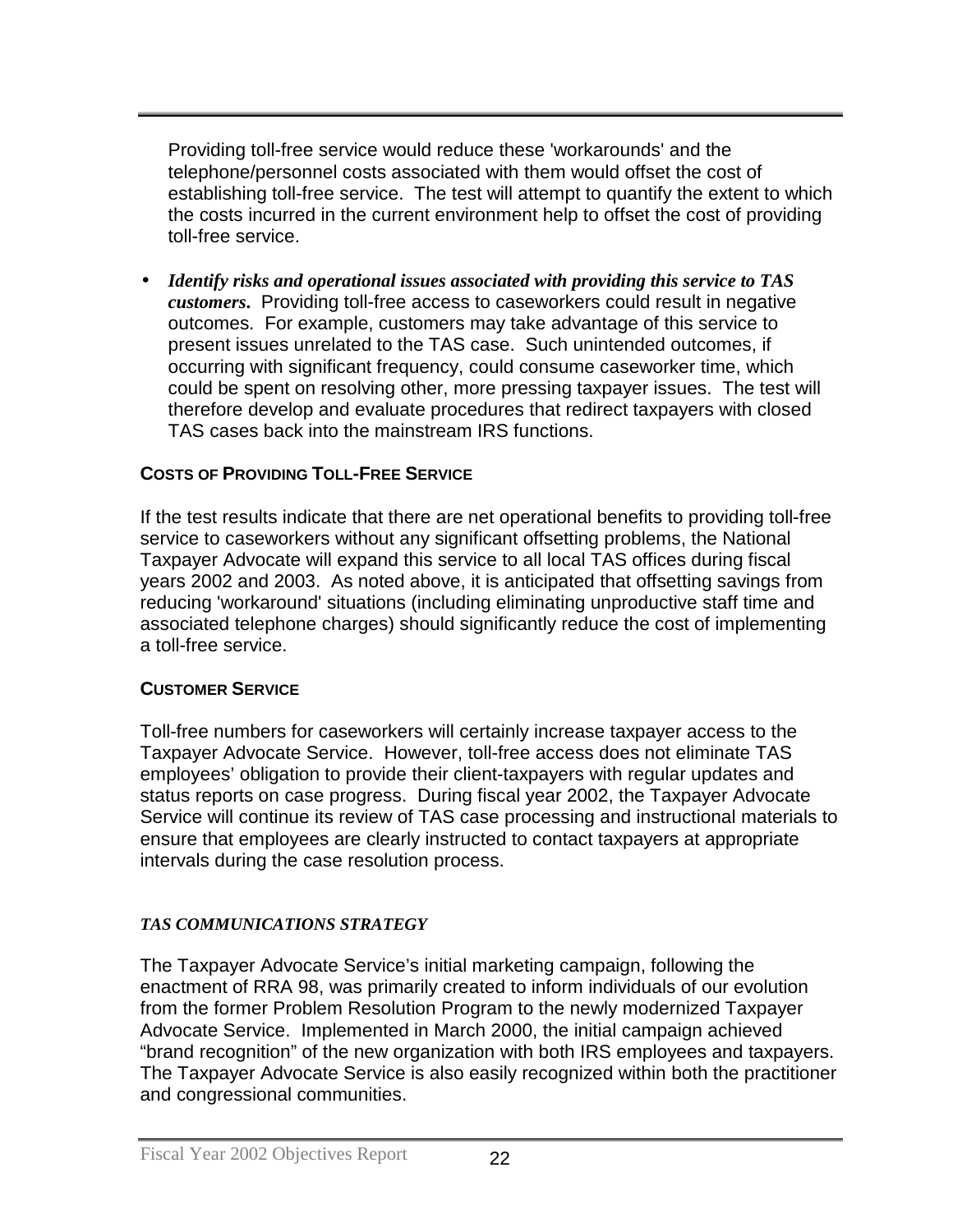Providing toll-free service would reduce these 'workarounds' and the telephone/personnel costs associated with them would offset the cost of establishing toll-free service. The test will attempt to quantify the extent to which the costs incurred in the current environment help to offset the cost of providing toll-free service.

- ***Identify risks and operational issues associated with providing this service to TAS customers.*** Providing toll-free access to caseworkers could result in negative outcomes. For example, customers may take advantage of this service to present issues unrelated to the TAS case. Such unintended outcomes, if occurring with significant frequency, could consume caseworker time, which could be spent on resolving other, more pressing taxpayer issues. The test will therefore develop and evaluate procedures that redirect taxpayers with closed TAS cases back into the mainstream IRS functions.

**COSTS OF PROVIDING TOLL-FREE SERVICE**

If the test results indicate that there are net operational benefits to providing toll-free service to caseworkers without any significant offsetting problems, the National Taxpayer Advocate will expand this service to all local TAS offices during fiscal years 2002 and 2003. As noted above, it is anticipated that offsetting savings from reducing 'workaround' situations (including eliminating unproductive staff time and associated telephone charges) should significantly reduce the cost of implementing a toll-free service.

**CUSTOMER SERVICE**

Toll-free numbers for caseworkers will certainly increase taxpayer access to the Taxpayer Advocate Service. However, toll-free access does not eliminate TAS employees' obligation to provide their client-taxpayers with regular updates and status reports on case progress. During fiscal year 2002, the Taxpayer Advocate Service will continue its review of TAS case processing and instructional materials to ensure that employees are clearly instructed to contact taxpayers at appropriate intervals during the case resolution process.

***TAS COMMUNICATIONS STRATEGY***

The Taxpayer Advocate Service's initial marketing campaign, following the enactment of RRA 98, was primarily created to inform individuals of our evolution from the former Problem Resolution Program to the newly modernized Taxpayer Advocate Service. Implemented in March 2000, the initial campaign achieved "brand recognition" of the new organization with both IRS employees and taxpayers. The Taxpayer Advocate Service is also easily recognized within both the practitioner and congressional communities.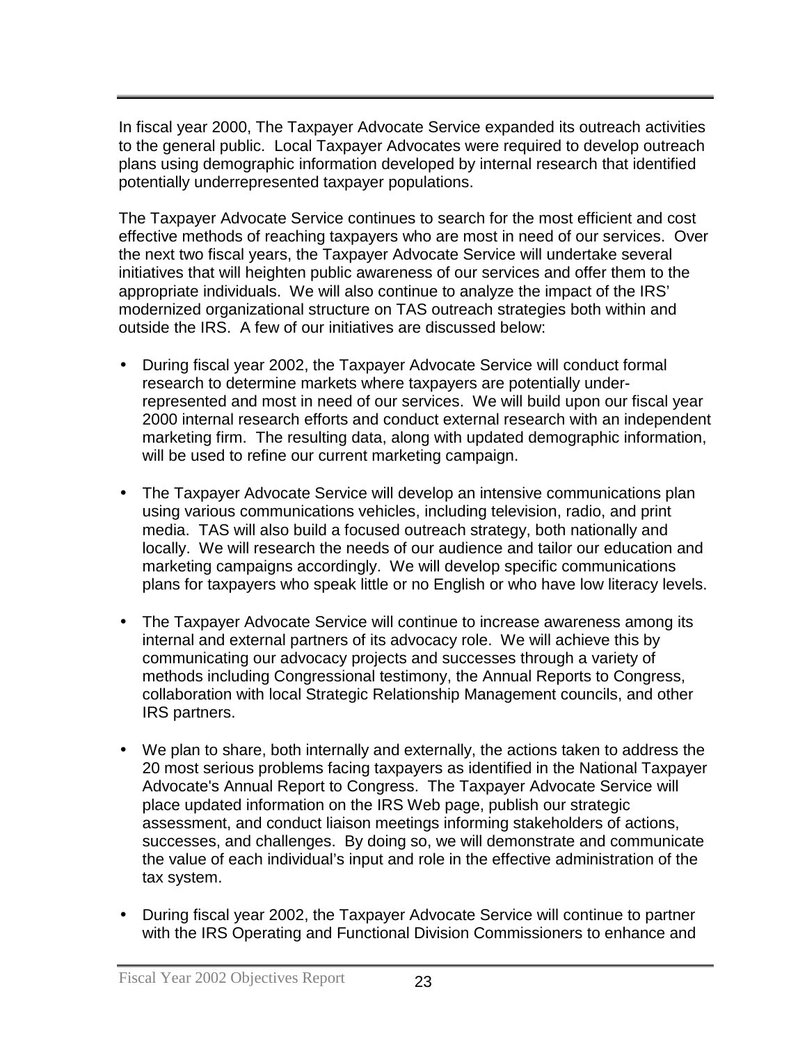In fiscal year 2000, The Taxpayer Advocate Service expanded its outreach activities to the general public. Local Taxpayer Advocates were required to develop outreach plans using demographic information developed by internal research that identified potentially underrepresented taxpayer populations.

The Taxpayer Advocate Service continues to search for the most efficient and cost effective methods of reaching taxpayers who are most in need of our services. Over the next two fiscal years, the Taxpayer Advocate Service will undertake several initiatives that will heighten public awareness of our services and offer them to the appropriate individuals. We will also continue to analyze the impact of the IRS' modernized organizational structure on TAS outreach strategies both within and outside the IRS. A few of our initiatives are discussed below:

- During fiscal year 2002, the Taxpayer Advocate Service will conduct formal research to determine markets where taxpayers are potentially under-represented and most in need of our services. We will build upon our fiscal year 2000 internal research efforts and conduct external research with an independent marketing firm. The resulting data, along with updated demographic information, will be used to refine our current marketing campaign.

- The Taxpayer Advocate Service will develop an intensive communications plan using various communications vehicles, including television, radio, and print media. TAS will also build a focused outreach strategy, both nationally and locally. We will research the needs of our audience and tailor our education and marketing campaigns accordingly. We will develop specific communications plans for taxpayers who speak little or no English or who have low literacy levels.

- The Taxpayer Advocate Service will continue to increase awareness among its internal and external partners of its advocacy role. We will achieve this by communicating our advocacy projects and successes through a variety of methods including Congressional testimony, the Annual Reports to Congress, collaboration with local Strategic Relationship Management councils, and other IRS partners.

- We plan to share, both internally and externally, the actions taken to address the 20 most serious problems facing taxpayers as identified in the National Taxpayer Advocate's Annual Report to Congress. The Taxpayer Advocate Service will place updated information on the IRS Web page, publish our strategic assessment, and conduct liaison meetings informing stakeholders of actions, successes, and challenges. By doing so, we will demonstrate and communicate the value of each individual's input and role in the effective administration of the tax system.

- During fiscal year 2002, the Taxpayer Advocate Service will continue to partner with the IRS Operating and Functional Division Commissioners to enhance and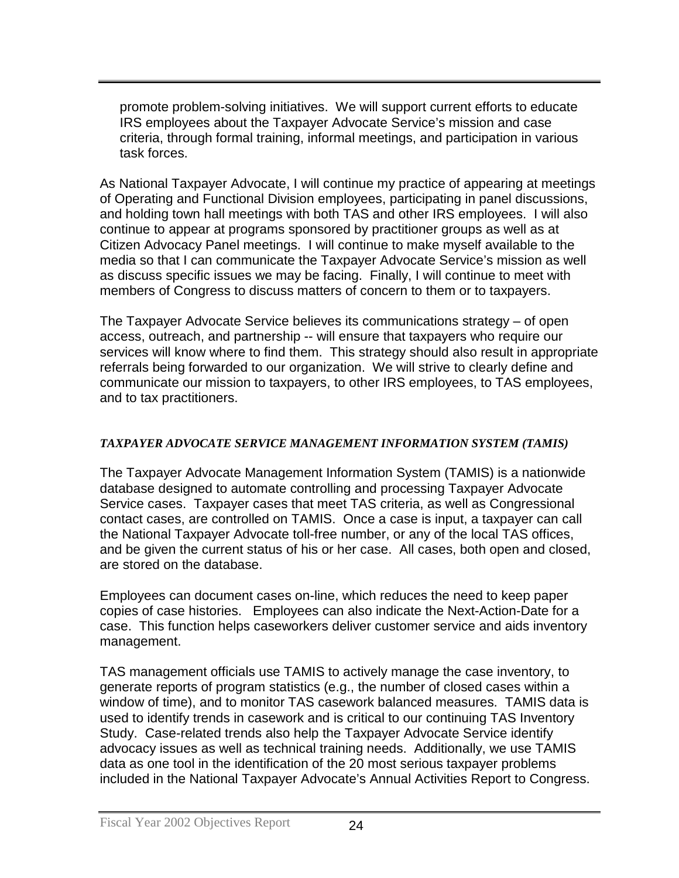promote problem-solving initiatives. We will support current efforts to educate IRS employees about the Taxpayer Advocate Service's mission and case criteria, through formal training, informal meetings, and participation in various task forces.

As National Taxpayer Advocate, I will continue my practice of appearing at meetings of Operating and Functional Division employees, participating in panel discussions, and holding town hall meetings with both TAS and other IRS employees. I will also continue to appear at programs sponsored by practitioner groups as well as at Citizen Advocacy Panel meetings. I will continue to make myself available to the media so that I can communicate the Taxpayer Advocate Service's mission as well as discuss specific issues we may be facing. Finally, I will continue to meet with members of Congress to discuss matters of concern to them or to taxpayers.

The Taxpayer Advocate Service believes its communications strategy – of open access, outreach, and partnership -- will ensure that taxpayers who require our services will know where to find them. This strategy should also result in appropriate referrals being forwarded to our organization. We will strive to clearly define and communicate our mission to taxpayers, to other IRS employees, to TAS employees, and to tax practitioners.

#### *TAXPAYER ADVOCATE SERVICE MANAGEMENT INFORMATION SYSTEM (TAMIS)*

The Taxpayer Advocate Management Information System (TAMIS) is a nationwide database designed to automate controlling and processing Taxpayer Advocate Service cases. Taxpayer cases that meet TAS criteria, as well as Congressional contact cases, are controlled on TAMIS. Once a case is input, a taxpayer can call the National Taxpayer Advocate toll-free number, or any of the local TAS offices, and be given the current status of his or her case. All cases, both open and closed, are stored on the database.

Employees can document cases on-line, which reduces the need to keep paper copies of case histories. Employees can also indicate the Next-Action-Date for a case. This function helps caseworkers deliver customer service and aids inventory management.

TAS management officials use TAMIS to actively manage the case inventory, to generate reports of program statistics (e.g., the number of closed cases within a window of time), and to monitor TAS casework balanced measures. TAMIS data is used to identify trends in casework and is critical to our continuing TAS Inventory Study. Case-related trends also help the Taxpayer Advocate Service identify advocacy issues as well as technical training needs. Additionally, we use TAMIS data as one tool in the identification of the 20 most serious taxpayer problems included in the National Taxpayer Advocate's Annual Activities Report to Congress.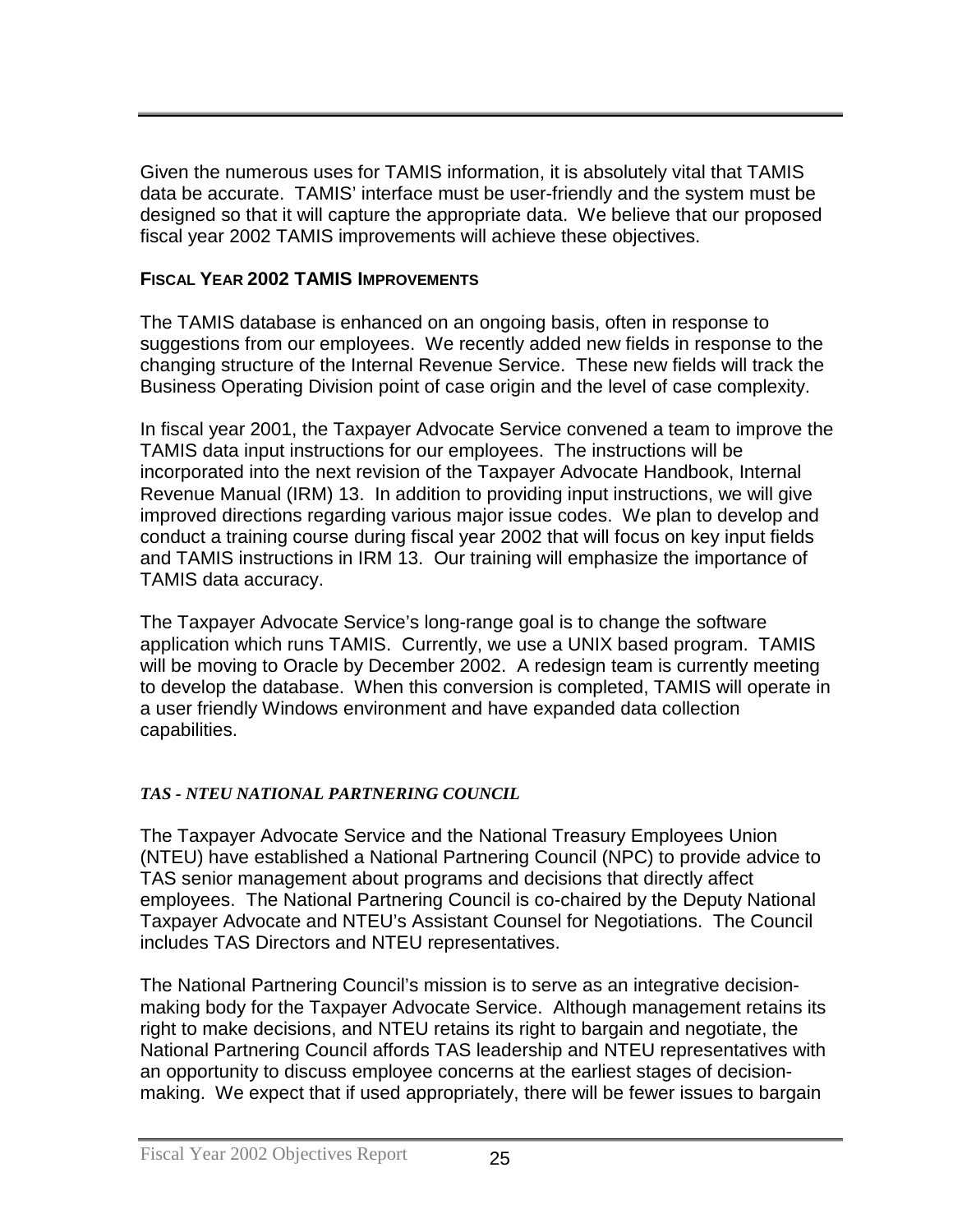Given the numerous uses for TAMIS information, it is absolutely vital that TAMIS data be accurate. TAMIS' interface must be user-friendly and the system must be designed so that it will capture the appropriate data. We believe that our proposed fiscal year 2002 TAMIS improvements will achieve these objectives.

### **FISCAL YEAR 2002 TAMIS IMPROVEMENTS**

The TAMIS database is enhanced on an ongoing basis, often in response to suggestions from our employees. We recently added new fields in response to the changing structure of the Internal Revenue Service. These new fields will track the Business Operating Division point of case origin and the level of case complexity.

In fiscal year 2001, the Taxpayer Advocate Service convened a team to improve the TAMIS data input instructions for our employees. The instructions will be incorporated into the next revision of the Taxpayer Advocate Handbook, Internal Revenue Manual (IRM) 13. In addition to providing input instructions, we will give improved directions regarding various major issue codes. We plan to develop and conduct a training course during fiscal year 2002 that will focus on key input fields and TAMIS instructions in IRM 13. Our training will emphasize the importance of TAMIS data accuracy.

The Taxpayer Advocate Service's long-range goal is to change the software application which runs TAMIS. Currently, we use a UNIX based program. TAMIS will be moving to Oracle by December 2002. A redesign team is currently meeting to develop the database. When this conversion is completed, TAMIS will operate in a user friendly Windows environment and have expanded data collection capabilities.

## ***TAS - NTEU NATIONAL PARTNERING COUNCIL***

The Taxpayer Advocate Service and the National Treasury Employees Union (NTEU) have established a National Partnering Council (NPC) to provide advice to TAS senior management about programs and decisions that directly affect employees. The National Partnering Council is co-chaired by the Deputy National Taxpayer Advocate and NTEU's Assistant Counsel for Negotiations. The Council includes TAS Directors and NTEU representatives.

The National Partnering Council's mission is to serve as an integrative decision-making body for the Taxpayer Advocate Service. Although management retains its right to make decisions, and NTEU retains its right to bargain and negotiate, the National Partnering Council affords TAS leadership and NTEU representatives with an opportunity to discuss employee concerns at the earliest stages of decision-making. We expect that if used appropriately, there will be fewer issues to bargain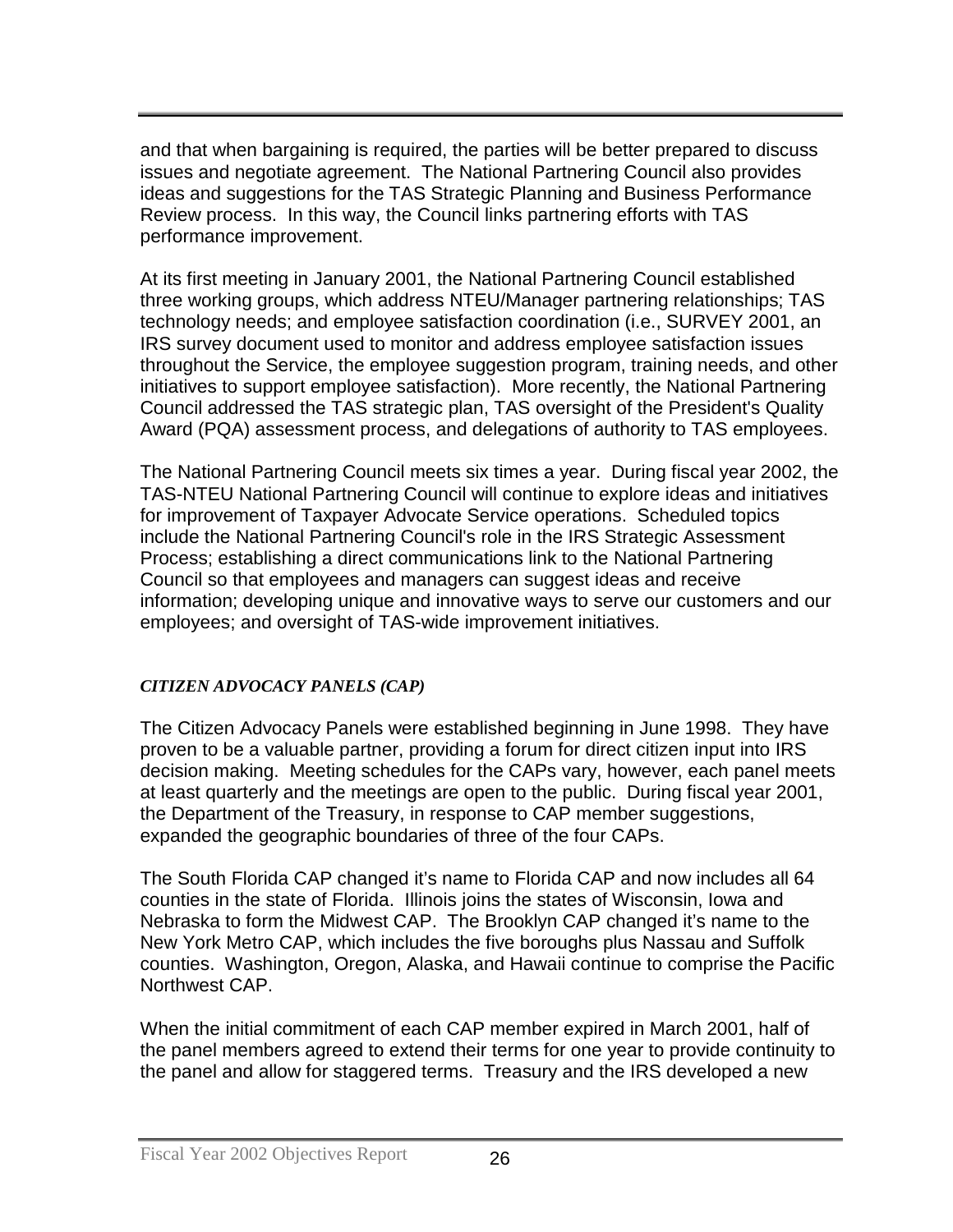and that when bargaining is required, the parties will be better prepared to discuss issues and negotiate agreement. The National Partnering Council also provides ideas and suggestions for the TAS Strategic Planning and Business Performance Review process. In this way, the Council links partnering efforts with TAS performance improvement.

At its first meeting in January 2001, the National Partnering Council established three working groups, which address NTEU/Manager partnering relationships; TAS technology needs; and employee satisfaction coordination (i.e., SURVEY 2001, an IRS survey document used to monitor and address employee satisfaction issues throughout the Service, the employee suggestion program, training needs, and other initiatives to support employee satisfaction). More recently, the National Partnering Council addressed the TAS strategic plan, TAS oversight of the President's Quality Award (PQA) assessment process, and delegations of authority to TAS employees.

The National Partnering Council meets six times a year. During fiscal year 2002, the TAS-NTEU National Partnering Council will continue to explore ideas and initiatives for improvement of Taxpayer Advocate Service operations. Scheduled topics include the National Partnering Council's role in the IRS Strategic Assessment Process; establishing a direct communications link to the National Partnering Council so that employees and managers can suggest ideas and receive information; developing unique and innovative ways to serve our customers and our employees; and oversight of TAS-wide improvement initiatives.

### *CITIZEN ADVOCACY PANELS (CAP)*

The Citizen Advocacy Panels were established beginning in June 1998. They have proven to be a valuable partner, providing a forum for direct citizen input into IRS decision making. Meeting schedules for the CAPs vary, however, each panel meets at least quarterly and the meetings are open to the public. During fiscal year 2001, the Department of the Treasury, in response to CAP member suggestions, expanded the geographic boundaries of three of the four CAPs.

The South Florida CAP changed it's name to Florida CAP and now includes all 64 counties in the state of Florida. Illinois joins the states of Wisconsin, Iowa and Nebraska to form the Midwest CAP. The Brooklyn CAP changed it's name to the New York Metro CAP, which includes the five boroughs plus Nassau and Suffolk counties. Washington, Oregon, Alaska, and Hawaii continue to comprise the Pacific Northwest CAP.

When the initial commitment of each CAP member expired in March 2001, half of the panel members agreed to extend their terms for one year to provide continuity to the panel and allow for staggered terms. Treasury and the IRS developed a new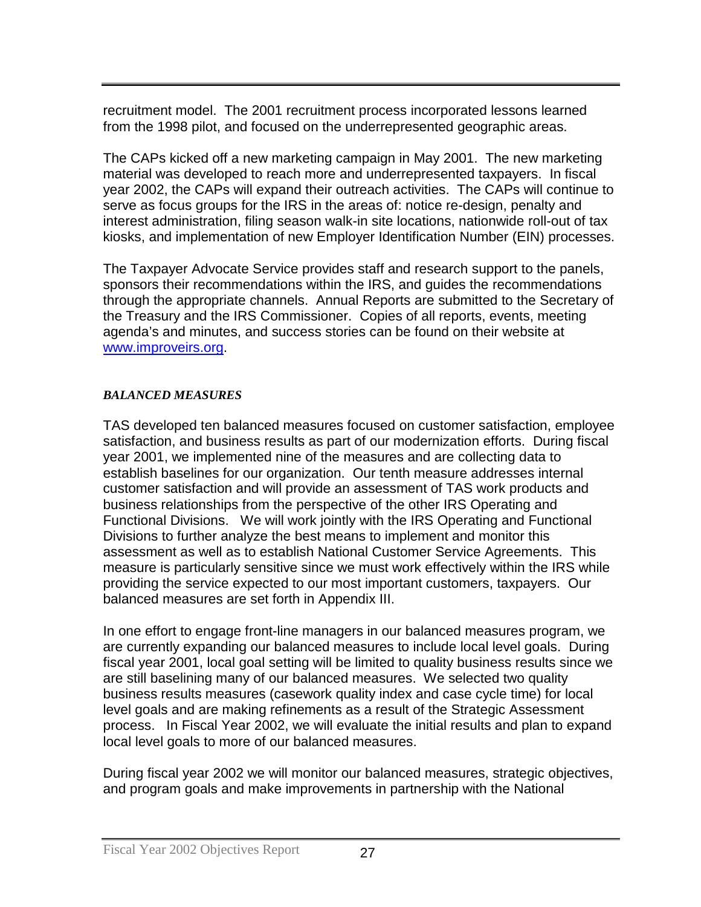recruitment model. The 2001 recruitment process incorporated lessons learned from the 1998 pilot, and focused on the underrepresented geographic areas.

The CAPs kicked off a new marketing campaign in May 2001. The new marketing material was developed to reach more and underrepresented taxpayers. In fiscal year 2002, the CAPs will expand their outreach activities. The CAPs will continue to serve as focus groups for the IRS in the areas of: notice re-design, penalty and interest administration, filing season walk-in site locations, nationwide roll-out of tax kiosks, and implementation of new Employer Identification Number (EIN) processes.

The Taxpayer Advocate Service provides staff and research support to the panels, sponsors their recommendations within the IRS, and guides the recommendations through the appropriate channels. Annual Reports are submitted to the Secretary of the Treasury and the IRS Commissioner. Copies of all reports, events, meeting agenda's and minutes, and success stories can be found on their website at [www.improveirs.org](http://www.improveirs.org).

### *BALANCED MEASURES*

TAS developed ten balanced measures focused on customer satisfaction, employee satisfaction, and business results as part of our modernization efforts. During fiscal year 2001, we implemented nine of the measures and are collecting data to establish baselines for our organization. Our tenth measure addresses internal customer satisfaction and will provide an assessment of TAS work products and business relationships from the perspective of the other IRS Operating and Functional Divisions. We will work jointly with the IRS Operating and Functional Divisions to further analyze the best means to implement and monitor this assessment as well as to establish National Customer Service Agreements. This measure is particularly sensitive since we must work effectively within the IRS while providing the service expected to our most important customers, taxpayers. Our balanced measures are set forth in Appendix III.

In one effort to engage front-line managers in our balanced measures program, we are currently expanding our balanced measures to include local level goals. During fiscal year 2001, local goal setting will be limited to quality business results since we are still baselining many of our balanced measures. We selected two quality business results measures (casework quality index and case cycle time) for local level goals and are making refinements as a result of the Strategic Assessment process. In Fiscal Year 2002, we will evaluate the initial results and plan to expand local level goals to more of our balanced measures.

During fiscal year 2002 we will monitor our balanced measures, strategic objectives, and program goals and make improvements in partnership with the National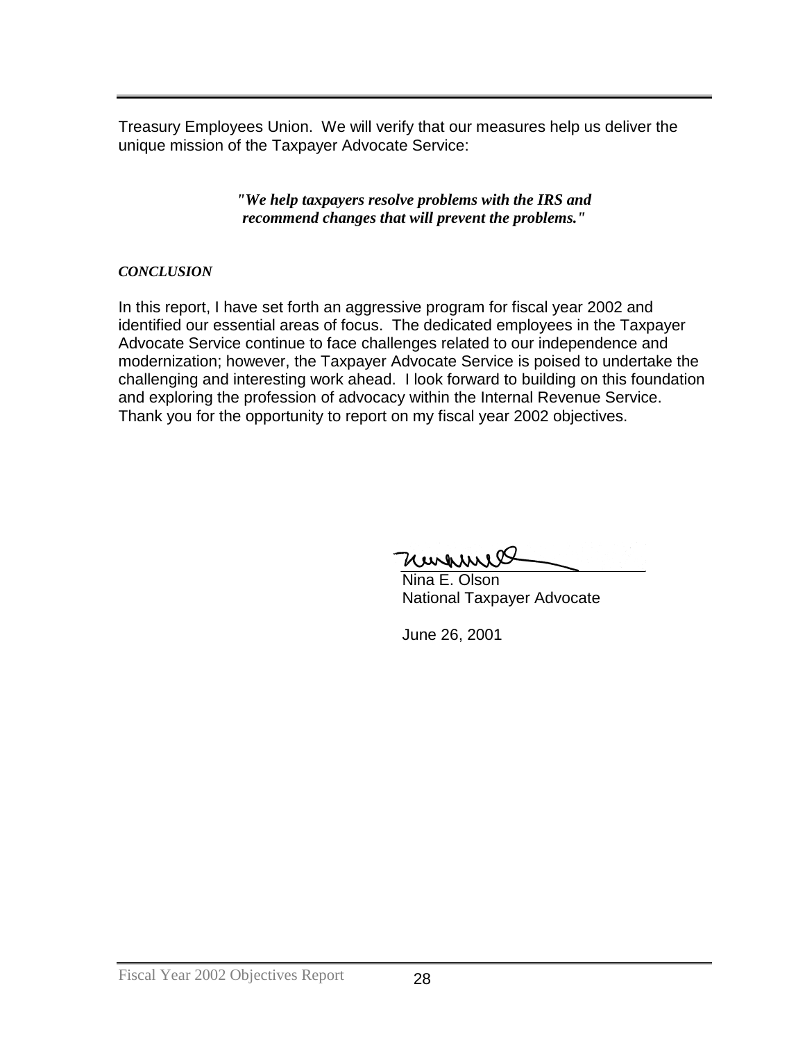Treasury Employees Union. We will verify that our measures help us deliver the unique mission of the Taxpayer Advocate Service:

> ***"We help taxpayers resolve problems with the IRS and recommend changes that will prevent the problems."***

***CONCLUSION***

In this report, I have set forth an aggressive program for fiscal year 2002 and identified our essential areas of focus. The dedicated employees in the Taxpayer Advocate Service continue to face challenges related to our independence and modernization; however, the Taxpayer Advocate Service is poised to undertake the challenging and interesting work ahead. I look forward to building on this foundation and exploring the profession of advocacy within the Internal Revenue Service. Thank you for the opportunity to report on my fiscal year 2002 objectives.

Nina E. Olson
National Taxpayer Advocate

June 26, 2001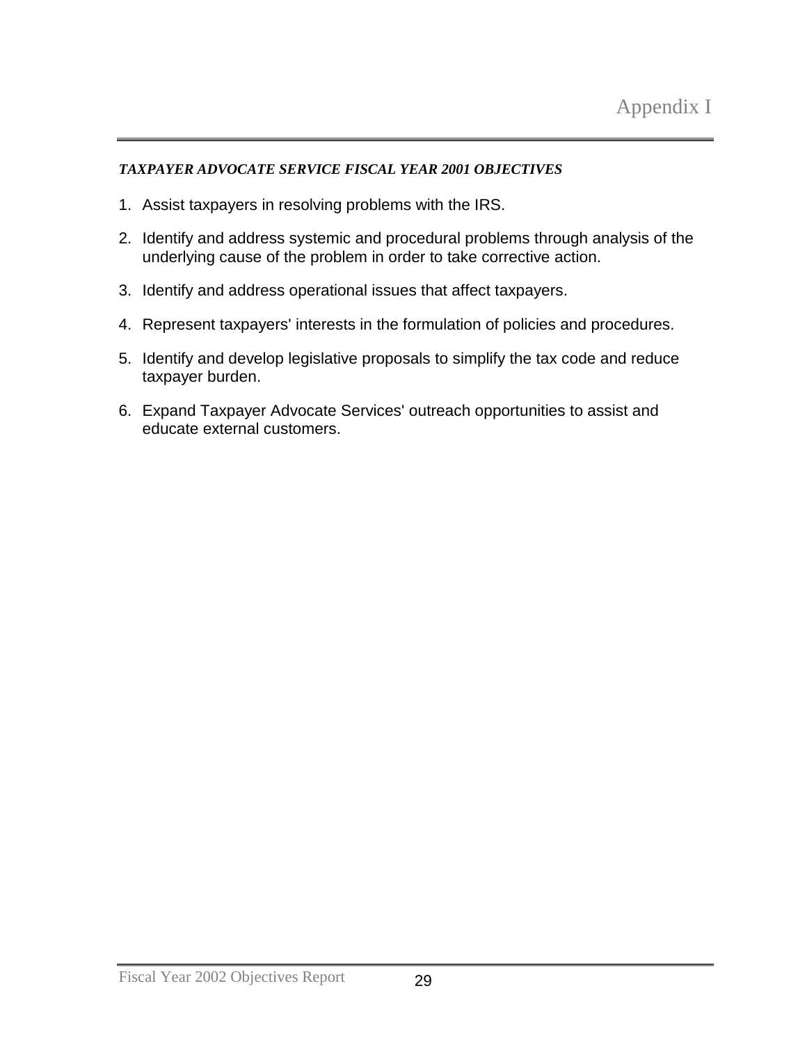# Appendix I

***TAXPAYER ADVOCATE SERVICE FISCAL YEAR 2001 OBJECTIVES***

1. Assist taxpayers in resolving problems with the IRS.
2. Identify and address systemic and procedural problems through analysis of the underlying cause of the problem in order to take corrective action.
3. Identify and address operational issues that affect taxpayers.
4. Represent taxpayers' interests in the formulation of policies and procedures.
5. Identify and develop legislative proposals to simplify the tax code and reduce taxpayer burden.
6. Expand Taxpayer Advocate Services' outreach opportunities to assist and educate external customers.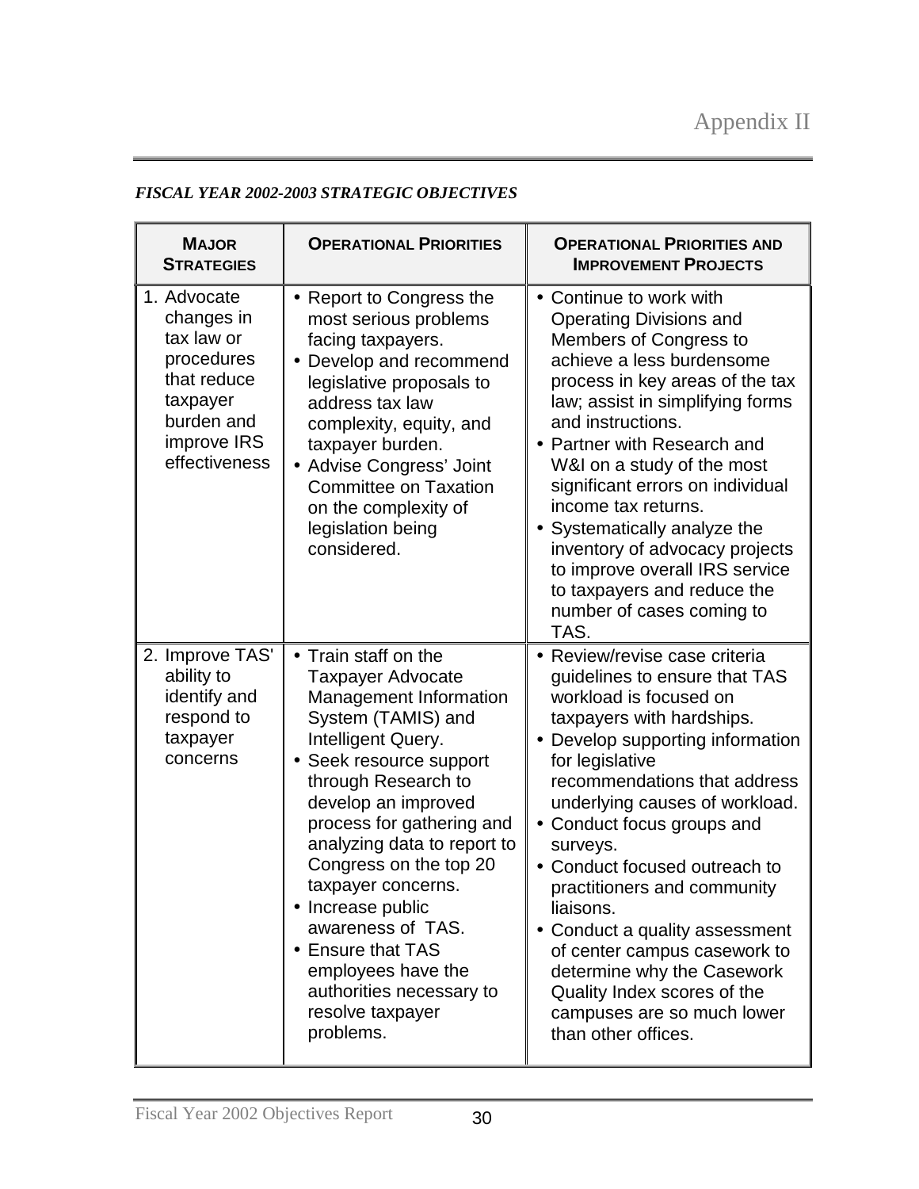# Appendix II

***FISCAL YEAR 2002-2003 STRATEGIC OBJECTIVES***

| MAJOR STRATEGIES | OPERATIONAL PRIORITIES | OPERATIONAL PRIORITIES AND IMPROVEMENT PROJECTS |
|---|---|---|
| 1. Advocate changes in tax law or procedures that reduce taxpayer burden and improve IRS effectiveness | • Report to Congress the most serious problems facing taxpayers.<br>• Develop and recommend legislative proposals to address tax law complexity, equity, and taxpayer burden.<br>• Advise Congress' Joint Committee on Taxation on the complexity of legislation being considered. | • Continue to work with Operating Divisions and Members of Congress to achieve a less burdensome process in key areas of the tax law; assist in simplifying forms and instructions.<br>• Partner with Research and W&I on a study of the most significant errors on individual income tax returns.<br>• Systematically analyze the inventory of advocacy projects to improve overall IRS service to taxpayers and reduce the number of cases coming to TAS. |
| 2. Improve TAS' ability to identify and respond to taxpayer concerns | • Train staff on the Taxpayer Advocate Management Information System (TAMIS) and Intelligent Query.<br>• Seek resource support through Research to develop an improved process for gathering and analyzing data to report to Congress on the top 20 taxpayer concerns.<br>• Increase public awareness of TAS.<br>• Ensure that TAS employees have the authorities necessary to resolve taxpayer problems. | • Review/revise case criteria guidelines to ensure that TAS workload is focused on taxpayers with hardships.<br>• Develop supporting information for legislative recommendations that address underlying causes of workload.<br>• Conduct focus groups and surveys.<br>• Conduct focused outreach to practitioners and community liaisons.<br>• Conduct a quality assessment of center campus casework to determine why the Casework Quality Index scores of the campuses are so much lower than other offices. |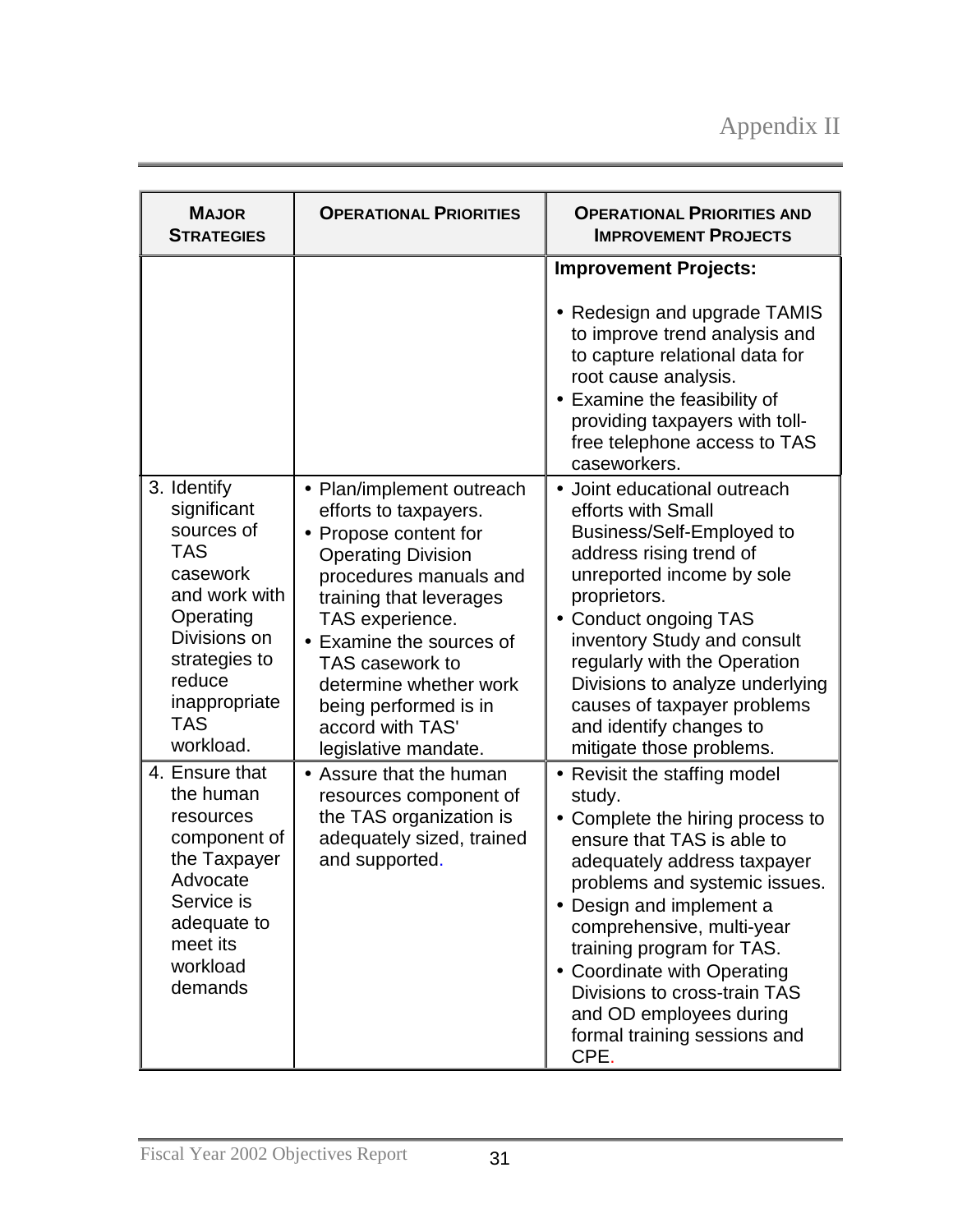# Appendix II

| MAJOR STRATEGIES | OPERATIONAL PRIORITIES | OPERATIONAL PRIORITIES AND IMPROVEMENT PROJECTS |
|---|---|---|
| | | **Improvement Projects:**<br><br>• Redesign and upgrade TAMIS to improve trend analysis and to capture relational data for root cause analysis.<br>• Examine the feasibility of providing taxpayers with toll-free telephone access to TAS caseworkers. |
| 3. Identify significant sources of TAS casework and work with Operating Divisions on strategies to reduce inappropriate TAS workload. | • Plan/implement outreach efforts to taxpayers.<br>• Propose content for Operating Division procedures manuals and training that leverages TAS experience.<br>• Examine the sources of TAS casework to determine whether work being performed is in accord with TAS' legislative mandate. | • Joint educational outreach efforts with Small Business/Self-Employed to address rising trend of unreported income by sole proprietors.<br>• Conduct ongoing TAS inventory Study and consult regularly with the Operation Divisions to analyze underlying causes of taxpayer problems and identify changes to mitigate those problems. |
| 4. Ensure that the human resources component of the Taxpayer Advocate Service is adequate to meet its workload demands | • Assure that the human resources component of the TAS organization is adequately sized, trained and supported. | • Revisit the staffing model study.<br>• Complete the hiring process to ensure that TAS is able to adequately address taxpayer problems and systemic issues.<br>• Design and implement a comprehensive, multi-year training program for TAS.<br>• Coordinate with Operating Divisions to cross-train TAS and OD employees during formal training sessions and CPE. |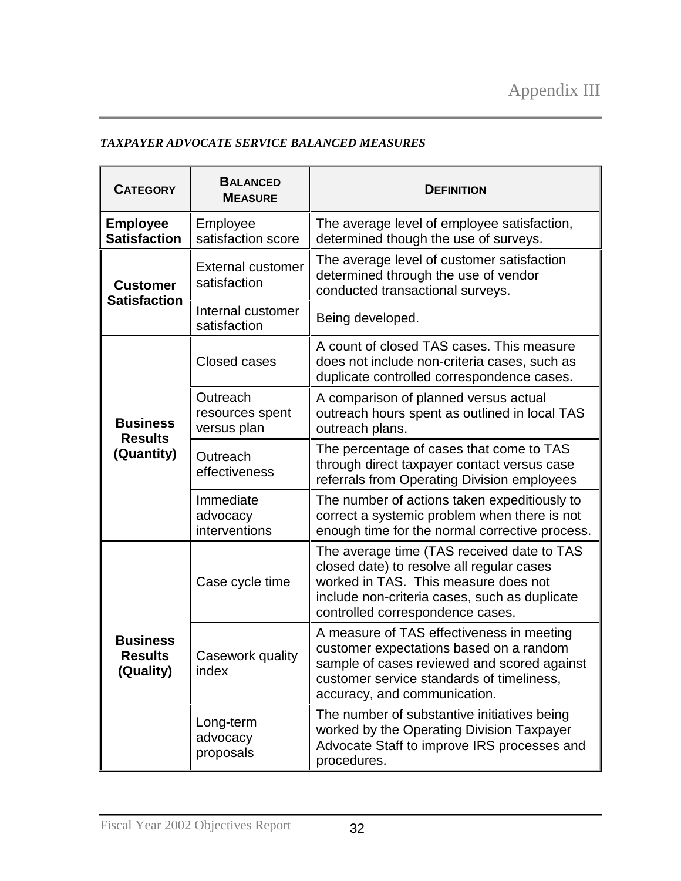# Appendix III

***TAXPAYER ADVOCATE SERVICE BALANCED MEASURES***

| CATEGORY | BALANCED MEASURE | DEFINITION |
|---|---|---|
| **Employee Satisfaction** | Employee satisfaction score | The average level of employee satisfaction, determined though the use of surveys. |
| **Customer Satisfaction** | External customer satisfaction | The average level of customer satisfaction determined through the use of vendor conducted transactional surveys. |
| | Internal customer satisfaction | Being developed. |
| **Business Results (Quantity)** | Closed cases | A count of closed TAS cases. This measure does not include non-criteria cases, such as duplicate controlled correspondence cases. |
| | Outreach resources spent versus plan | A comparison of planned versus actual outreach hours spent as outlined in local TAS outreach plans. |
| | Outreach effectiveness | The percentage of cases that come to TAS through direct taxpayer contact versus case referrals from Operating Division employees |
| | Immediate advocacy interventions | The number of actions taken expeditiously to correct a systemic problem when there is not enough time for the normal corrective process. |
| **Business Results (Quality)** | Case cycle time | The average time (TAS received date to TAS closed date) to resolve all regular cases worked in TAS. This measure does not include non-criteria cases, such as duplicate controlled correspondence cases. |
| | Casework quality index | A measure of TAS effectiveness in meeting customer expectations based on a random sample of cases reviewed and scored against customer service standards of timeliness, accuracy, and communication. |
| | Long-term advocacy proposals | The number of substantive initiatives being worked by the Operating Division Taxpayer Advocate Staff to improve IRS processes and procedures. |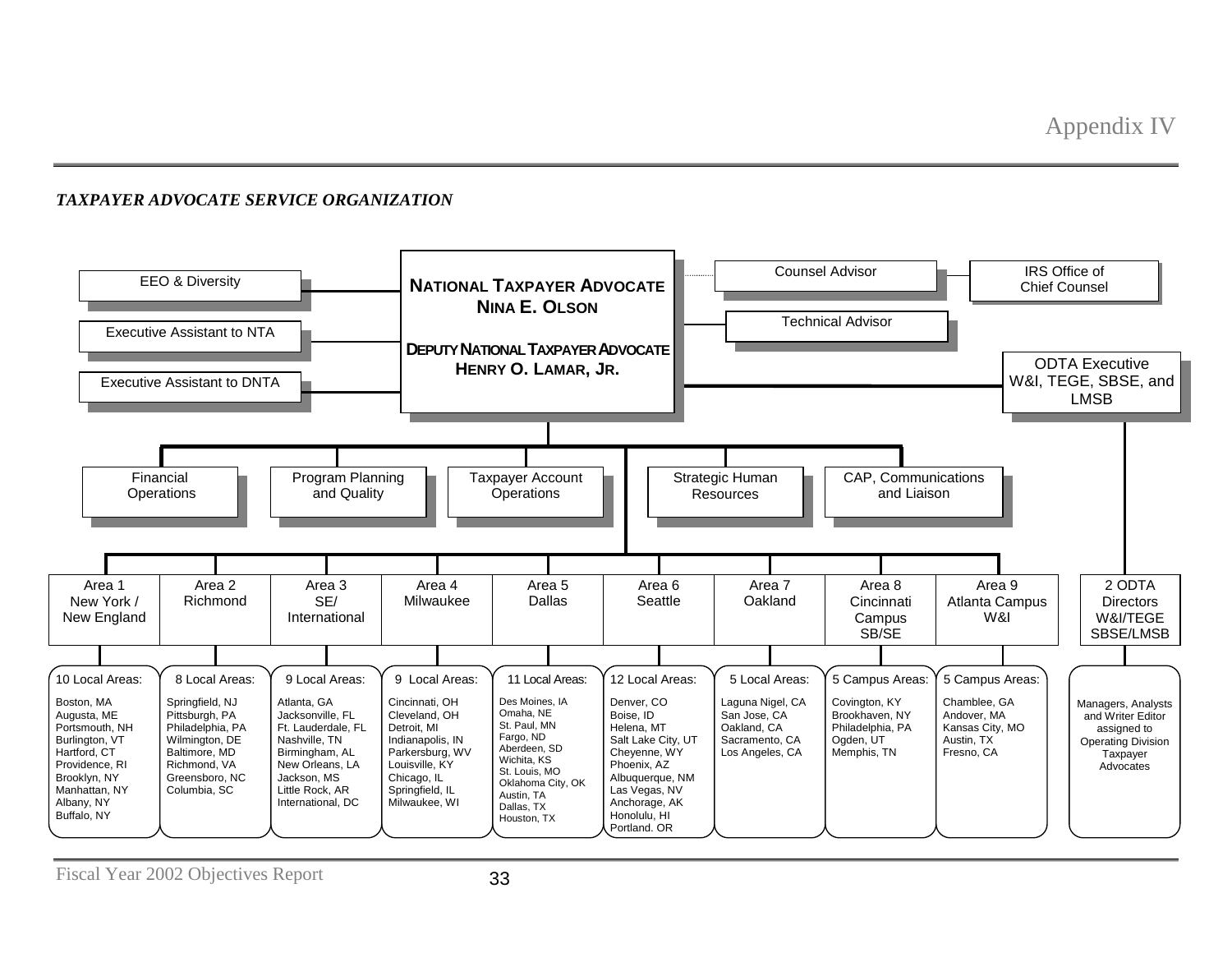Appendix IV

***TAXPAYER ADVOCATE SERVICE ORGANIZATION***

EEO & Diversity

Executive Assistant to NTA

Executive Assistant to DNTA

**NATIONAL TAXPAYER ADVOCATE**
**NINA E. OLSON**

**DEPUTY NATIONAL TAXPAYER ADVOCATE**
**HENRY O. LAMAR, JR.**

Counsel Advisor

IRS Office of Chief Counsel

Technical Advisor

ODTA Executive W&I, TEGE, SBSE, and LMSB

Financial Operations

Program Planning and Quality

Taxpayer Account Operations

Strategic Human Resources

CAP, Communications and Liaison

Area 1 New York / New England

10 Local Areas: Boston, MA; Augusta, ME; Portsmouth, NH; Burlington, VT; Hartford, CT; Providence, RI; Brooklyn, NY; Manhattan, NY; Albany, NY; Buffalo, NY

Area 2 Richmond

8 Local Areas: Springfield, NJ; Pittsburgh, PA; Philadelphia, PA; Wilmington, DE; Baltimore, MD; Richmond, VA; Greensboro, NC; Columbia, SC

Area 3 SE/ International

9 Local Areas: Atlanta, GA; Jacksonville, FL; Ft. Lauderdale, FL; Nashville, TN; Birmingham, AL; New Orleans, LA; Jackson, MS; Little Rock, AR; International, DC

Area 4 Milwaukee

9 Local Areas: Cincinnati, OH; Cleveland, OH; Detroit, MI; Indianapolis, IN; Parkersburg, WV; Louisville, KY; Chicago, IL; Springfield, IL; Milwaukee, WI

Area 5 Dallas

11 Local Areas: Des Moines, IA; Omaha, NE; St. Paul, MN; Fargo, ND; Aberdeen, SD; Wichita, KS; St. Louis, MO; Oklahoma City, OK; Austin, TA; Dallas, TX; Houston, TX

Area 6 Seattle

12 Local Areas: Denver, CO; Boise, ID; Helena, MT; Salt Lake City, UT; Cheyenne, WY; Phoenix, AZ; Albuquerque, NM; Las Vegas, NV; Anchorage, AK; Honolulu, HI; Portland. OR

Area 7 Oakland

5 Local Areas: Laguna Nigel, CA; San Jose, CA; Oakland, CA; Sacramento, CA; Los Angeles, CA

Area 8 Cincinnati Campus SB/SE

5 Campus Areas: Covington, KY; Brookhaven, NY; Philadelphia, PA; Ogden, UT; Memphis, TN

Area 9 Atlanta Campus W&I

5 Campus Areas: Chamblee, GA; Andover, MA; Kansas City, MO; Austin, TX; Fresno, CA

2 ODTA Directors W&I/TEGE SBSE/LMSB

Managers, Analysts and Writer Editor assigned to Operating Division Taxpayer Advocates

Fiscal Year 2002 Objectives Report